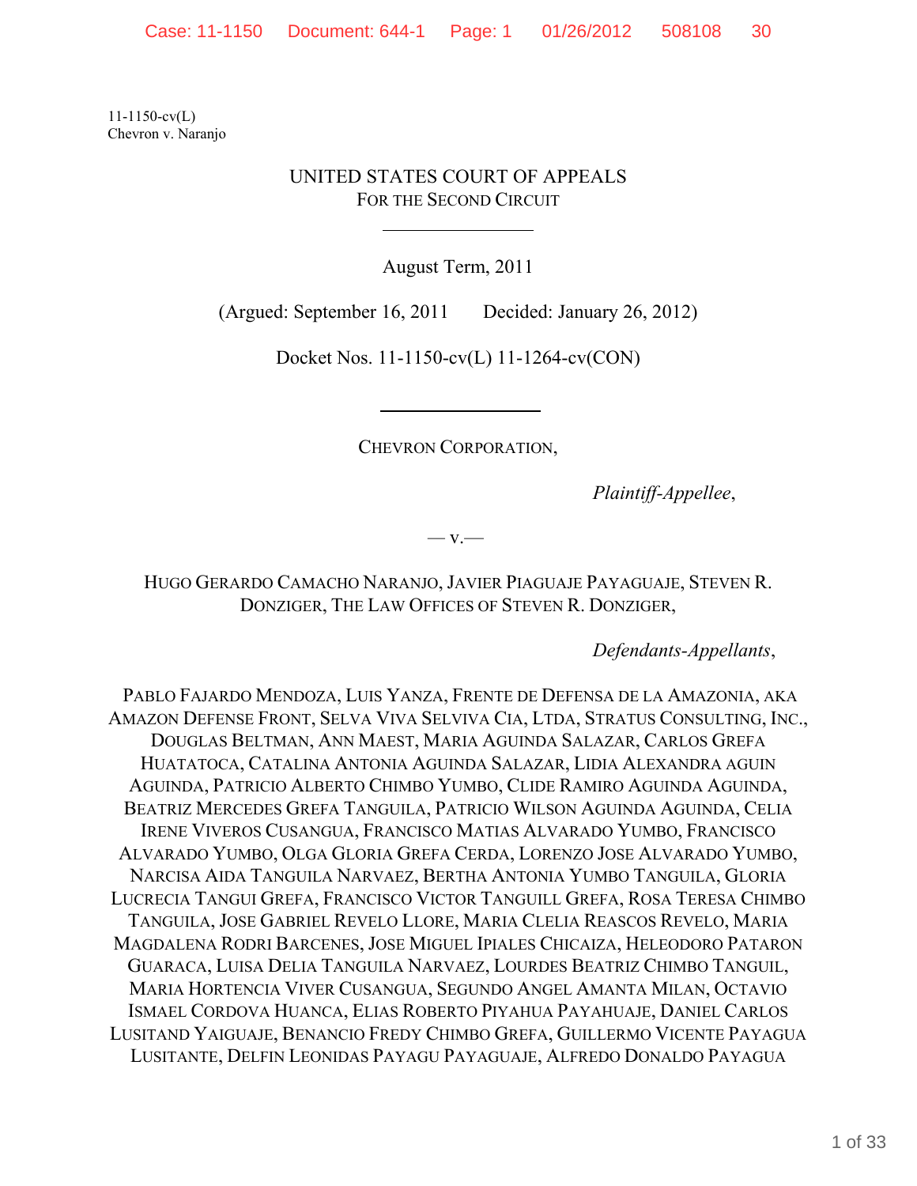11-1150-cv(L)
Chevron v. Naranjo

UNITED STATES COURT OF APPEALS
FOR THE SECOND CIRCUIT

---

August Term, 2011

(Argued: September 16, 2011 Decided: January 26, 2012)

Docket Nos. 11-1150-cv(L) 11-1264-cv(CON)

---

CHEVRON CORPORATION,

*Plaintiff-Appellee*,

— v.—

HUGO GERARDO CAMACHO NARANJO, JAVIER PIAGUAJE PAYAGUAJE, STEVEN R. DONZIGER, THE LAW OFFICES OF STEVEN R. DONZIGER,

*Defendants-Appellants*,

PABLO FAJARDO MENDOZA, LUIS YANZA, FRENTE DE DEFENSA DE LA AMAZONIA, AKA AMAZON DEFENSE FRONT, SELVA VIVA SELVIVA CIA, LTDA, STRATUS CONSULTING, INC., DOUGLAS BELTMAN, ANN MAEST, MARIA AGUINDA SALAZAR, CARLOS GREFA HUATATOCA, CATALINA ANTONIA AGUINDA SALAZAR, LIDIA ALEXANDRA AGUIN AGUINDA, PATRICIO ALBERTO CHIMBO YUMBO, CLIDE RAMIRO AGUINDA AGUINDA, BEATRIZ MERCEDES GREFA TANGUILA, PATRICIO WILSON AGUINDA AGUINDA, CELIA IRENE VIVEROS CUSANGUA, FRANCISCO MATIAS ALVARADO YUMBO, FRANCISCO ALVARADO YUMBO, OLGA GLORIA GREFA CERDA, LORENZO JOSE ALVARADO YUMBO, NARCISA AIDA TANGUILA NARVAEZ, BERTHA ANTONIA YUMBO TANGUILA, GLORIA LUCRECIA TANGUI GREFA, FRANCISCO VICTOR TANGUILL GREFA, ROSA TERESA CHIMBO TANGUILA, JOSE GABRIEL REVELO LLORE, MARIA CLELIA REASCOS REVELO, MARIA MAGDALENA RODRI BARCENES, JOSE MIGUEL IPIALES CHICAIZA, HELEODORO PATARON GUARACA, LUISA DELIA TANGUILA NARVAEZ, LOURDES BEATRIZ CHIMBO TANGUIL, MARIA HORTENCIA VIVER CUSANGUA, SEGUNDO ANGEL AMANTA MILAN, OCTAVIO ISMAEL CORDOVA HUANCA, ELIAS ROBERTO PIYAHUA PAYAHUAJE, DANIEL CARLOS LUSITAND YAIGUAJE, BENANCIO FREDY CHIMBO GREFA, GUILLERMO VICENTE PAYAGUA LUSITANTE, DELFIN LEONIDAS PAYAGU PAYAGUAJE, ALFREDO DONALDO PAYAGUA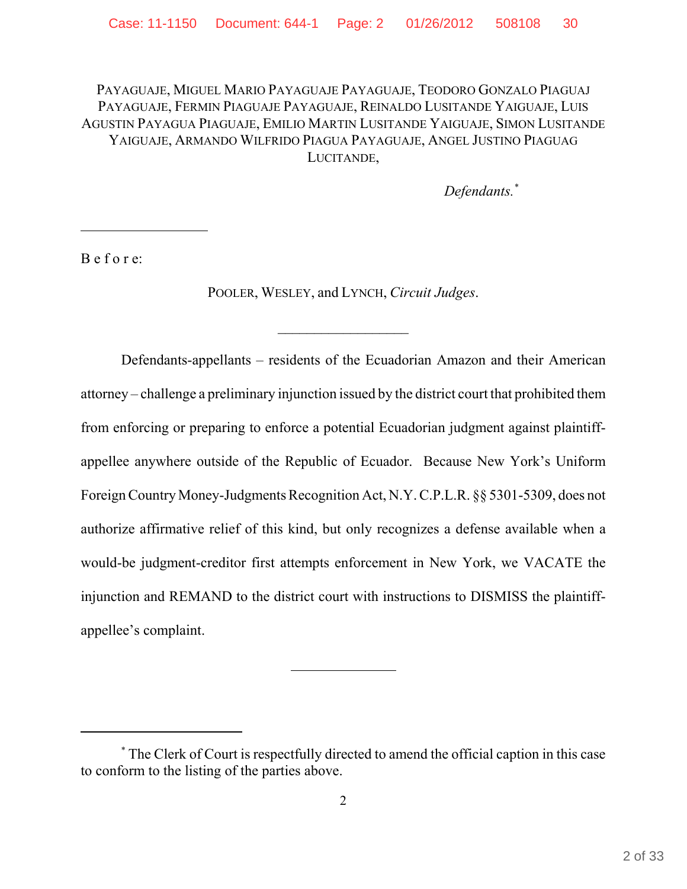PAYAGUAJE, MIGUEL MARIO PAYAGUAJE PAYAGUAJE, TEODORO GONZALO PIAGUAJ PAYAGUAJE, FERMIN PIAGUAJE PAYAGUAJE, REINALDO LUSITANDE YAIGUAJE, LUIS AGUSTIN PAYAGUA PIAGUAJE, EMILIO MARTIN LUSITANDE YAIGUAJE, SIMON LUSITANDE YAIGUAJE, ARMANDO WILFRIDO PIAGUA PAYAGUAJE, ANGEL JUSTINO PIAGUAG LUCITANDE,

*Defendants.*\*

---

B e f o r e:

POOLER, WESLEY, and LYNCH, *Circuit Judges*.

---

Defendants-appellants – residents of the Ecuadorian Amazon and their American attorney – challenge a preliminary injunction issued by the district court that prohibited them from enforcing or preparing to enforce a potential Ecuadorian judgment against plaintiff-appellee anywhere outside of the Republic of Ecuador. Because New York's Uniform Foreign Country Money-Judgments Recognition Act, N.Y. C.P.L.R. §§ 5301-5309, does not authorize affirmative relief of this kind, but only recognizes a defense available when a would-be judgment-creditor first attempts enforcement in New York, we VACATE the injunction and REMAND to the district court with instructions to DISMISS the plaintiff-appellee's complaint.

---

\* The Clerk of Court is respectfully directed to amend the official caption in this case to conform to the listing of the parties above.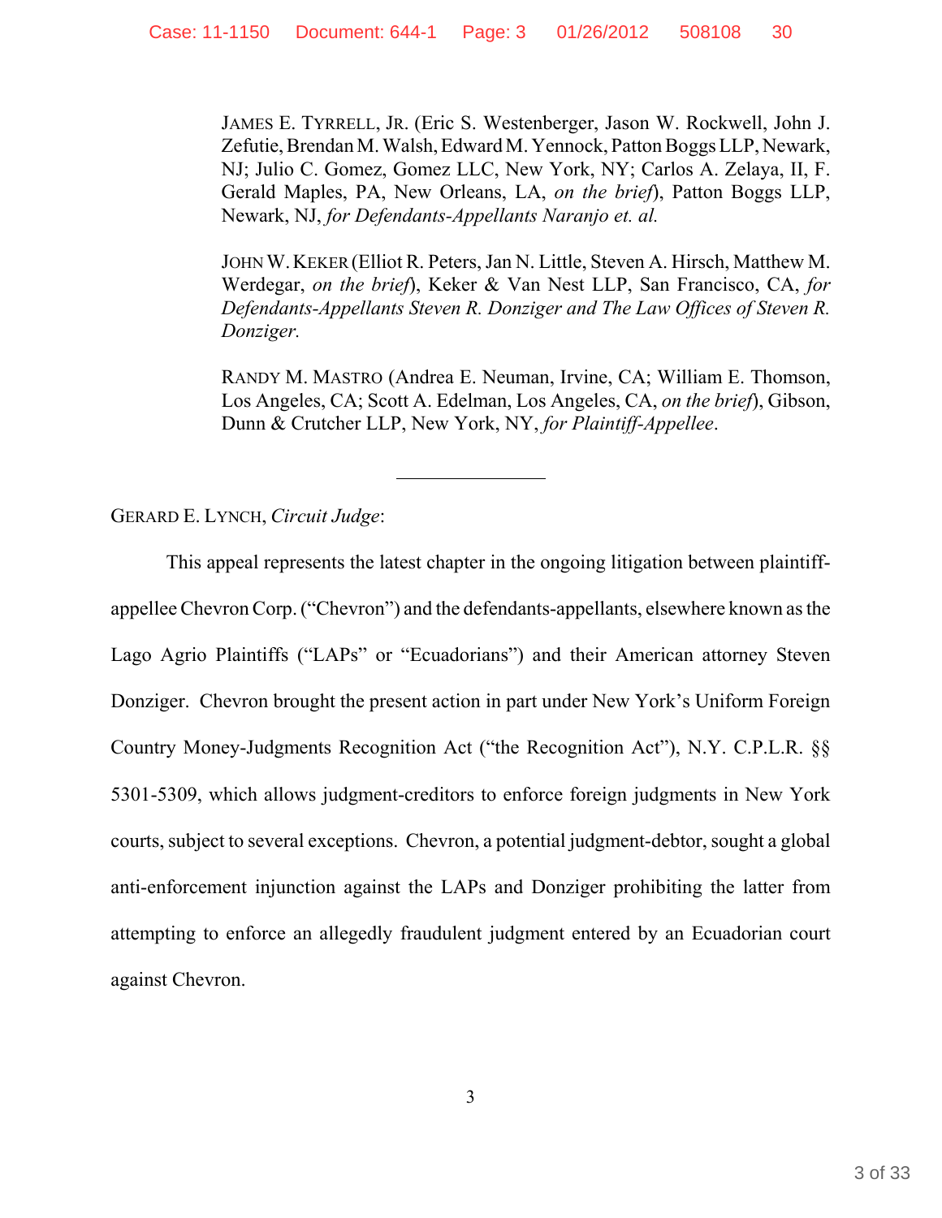JAMES E. TYRRELL, JR. (Eric S. Westenberger, Jason W. Rockwell, John J. Zefutie, Brendan M. Walsh, Edward M. Yennock, Patton Boggs LLP, Newark, NJ; Julio C. Gomez, Gomez LLC, New York, NY; Carlos A. Zelaya, II, F. Gerald Maples, PA, New Orleans, LA, *on the brief*), Patton Boggs LLP, Newark, NJ, *for Defendants-Appellants Naranjo et. al.*

JOHN W. KEKER (Elliot R. Peters, Jan N. Little, Steven A. Hirsch, Matthew M. Werdegar, *on the brief*), Keker & Van Nest LLP, San Francisco, CA, *for Defendants-Appellants Steven R. Donziger and The Law Offices of Steven R. Donziger.*

RANDY M. MASTRO (Andrea E. Neuman, Irvine, CA; William E. Thomson, Los Angeles, CA; Scott A. Edelman, Los Angeles, CA, *on the brief*), Gibson, Dunn & Crutcher LLP, New York, NY, *for Plaintiff-Appellee*.

---

GERARD E. LYNCH, *Circuit Judge*:

This appeal represents the latest chapter in the ongoing litigation between plaintiff-appellee Chevron Corp. ("Chevron") and the defendants-appellants, elsewhere known as the Lago Agrio Plaintiffs ("LAPs" or "Ecuadorians") and their American attorney Steven Donziger. Chevron brought the present action in part under New York's Uniform Foreign Country Money-Judgments Recognition Act ("the Recognition Act"), N.Y. C.P.L.R. §§ 5301-5309, which allows judgment-creditors to enforce foreign judgments in New York courts, subject to several exceptions. Chevron, a potential judgment-debtor, sought a global anti-enforcement injunction against the LAPs and Donziger prohibiting the latter from attempting to enforce an allegedly fraudulent judgment entered by an Ecuadorian court against Chevron.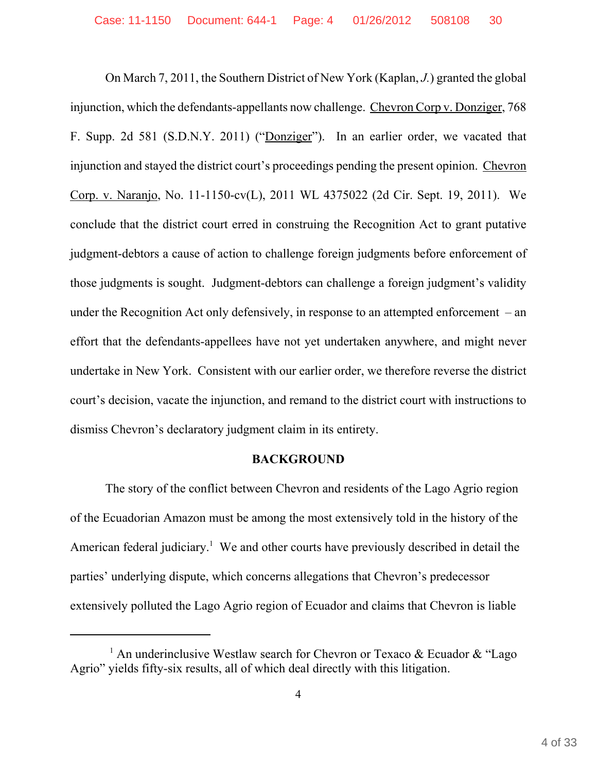On March 7, 2011, the Southern District of New York (Kaplan, *J.*) granted the global injunction, which the defendants-appellants now challenge. Chevron Corp v. Donziger, 768 F. Supp. 2d 581 (S.D.N.Y. 2011) ("Donziger"). In an earlier order, we vacated that injunction and stayed the district court's proceedings pending the present opinion. Chevron Corp. v. Naranjo, No. 11-1150-cv(L), 2011 WL 4375022 (2d Cir. Sept. 19, 2011). We conclude that the district court erred in construing the Recognition Act to grant putative judgment-debtors a cause of action to challenge foreign judgments before enforcement of those judgments is sought. Judgment-debtors can challenge a foreign judgment's validity under the Recognition Act only defensively, in response to an attempted enforcement – an effort that the defendants-appellees have not yet undertaken anywhere, and might never undertake in New York. Consistent with our earlier order, we therefore reverse the district court's decision, vacate the injunction, and remand to the district court with instructions to dismiss Chevron's declaratory judgment claim in its entirety.

## BACKGROUND

The story of the conflict between Chevron and residents of the Lago Agrio region of the Ecuadorian Amazon must be among the most extensively told in the history of the American federal judiciary.[1] We and other courts have previously described in detail the parties' underlying dispute, which concerns allegations that Chevron's predecessor extensively polluted the Lago Agrio region of Ecuador and claims that Chevron is liable

---

[1] An underinclusive Westlaw search for Chevron or Texaco & Ecuador & "Lago Agrio" yields fifty-six results, all of which deal directly with this litigation.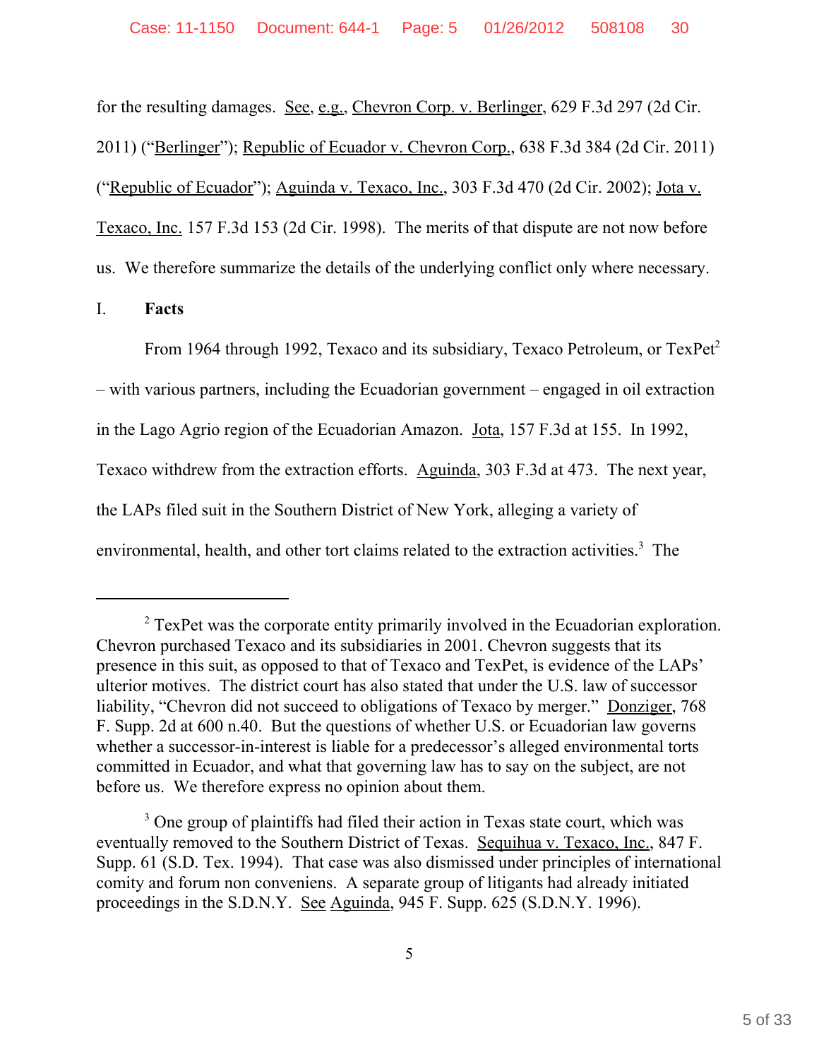for the resulting damages. See, e.g., Chevron Corp. v. Berlinger, 629 F.3d 297 (2d Cir. 2011) ("Berlinger"); Republic of Ecuador v. Chevron Corp., 638 F.3d 384 (2d Cir. 2011) ("Republic of Ecuador"); Aguinda v. Texaco, Inc., 303 F.3d 470 (2d Cir. 2002); Jota v. Texaco, Inc. 157 F.3d 153 (2d Cir. 1998). The merits of that dispute are not now before us. We therefore summarize the details of the underlying conflict only where necessary.

## I. Facts

From 1964 through 1992, Texaco and its subsidiary, Texaco Petroleum, or TexPet[2] – with various partners, including the Ecuadorian government – engaged in oil extraction in the Lago Agrio region of the Ecuadorian Amazon. Jota, 157 F.3d at 155. In 1992, Texaco withdrew from the extraction efforts. Aguinda, 303 F.3d at 473. The next year, the LAPs filed suit in the Southern District of New York, alleging a variety of environmental, health, and other tort claims related to the extraction activities.[3] The

---

[2] TexPet was the corporate entity primarily involved in the Ecuadorian exploration. Chevron purchased Texaco and its subsidiaries in 2001. Chevron suggests that its presence in this suit, as opposed to that of Texaco and TexPet, is evidence of the LAPs' ulterior motives. The district court has also stated that under the U.S. law of successor liability, "Chevron did not succeed to obligations of Texaco by merger." Donziger, 768 F. Supp. 2d at 600 n.40. But the questions of whether U.S. or Ecuadorian law governs whether a successor-in-interest is liable for a predecessor's alleged environmental torts committed in Ecuador, and what that governing law has to say on the subject, are not before us. We therefore express no opinion about them.

[3] One group of plaintiffs had filed their action in Texas state court, which was eventually removed to the Southern District of Texas. Sequihua v. Texaco, Inc., 847 F. Supp. 61 (S.D. Tex. 1994). That case was also dismissed under principles of international comity and forum non conveniens. A separate group of litigants had already initiated proceedings in the S.D.N.Y. See Aguinda, 945 F. Supp. 625 (S.D.N.Y. 1996).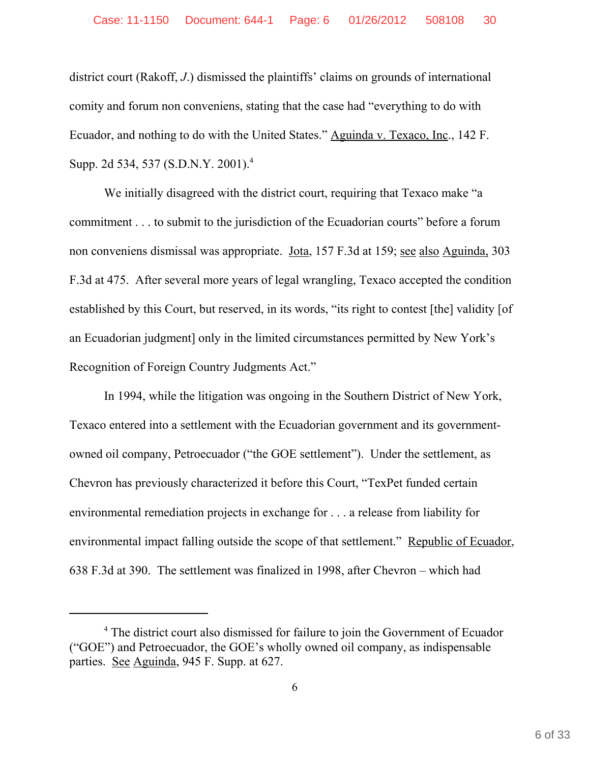district court (Rakoff, *J.*) dismissed the plaintiffs' claims on grounds of international comity and forum non conveniens, stating that the case had "everything to do with Ecuador, and nothing to do with the United States." Aguinda v. Texaco, Inc., 142 F. Supp. 2d 534, 537 (S.D.N.Y. 2001).[4]

We initially disagreed with the district court, requiring that Texaco make "a commitment . . . to submit to the jurisdiction of the Ecuadorian courts" before a forum non conveniens dismissal was appropriate. Jota, 157 F.3d at 159; see also Aguinda, 303 F.3d at 475. After several more years of legal wrangling, Texaco accepted the condition established by this Court, but reserved, in its words, "its right to contest [the] validity [of an Ecuadorian judgment] only in the limited circumstances permitted by New York's Recognition of Foreign Country Judgments Act."

In 1994, while the litigation was ongoing in the Southern District of New York, Texaco entered into a settlement with the Ecuadorian government and its government-owned oil company, Petroecuador ("the GOE settlement"). Under the settlement, as Chevron has previously characterized it before this Court, "TexPet funded certain environmental remediation projects in exchange for . . . a release from liability for environmental impact falling outside the scope of that settlement." Republic of Ecuador, 638 F.3d at 390. The settlement was finalized in 1998, after Chevron – which had

[4] The district court also dismissed for failure to join the Government of Ecuador ("GOE") and Petroecuador, the GOE's wholly owned oil company, as indispensable parties. See Aguinda, 945 F. Supp. at 627.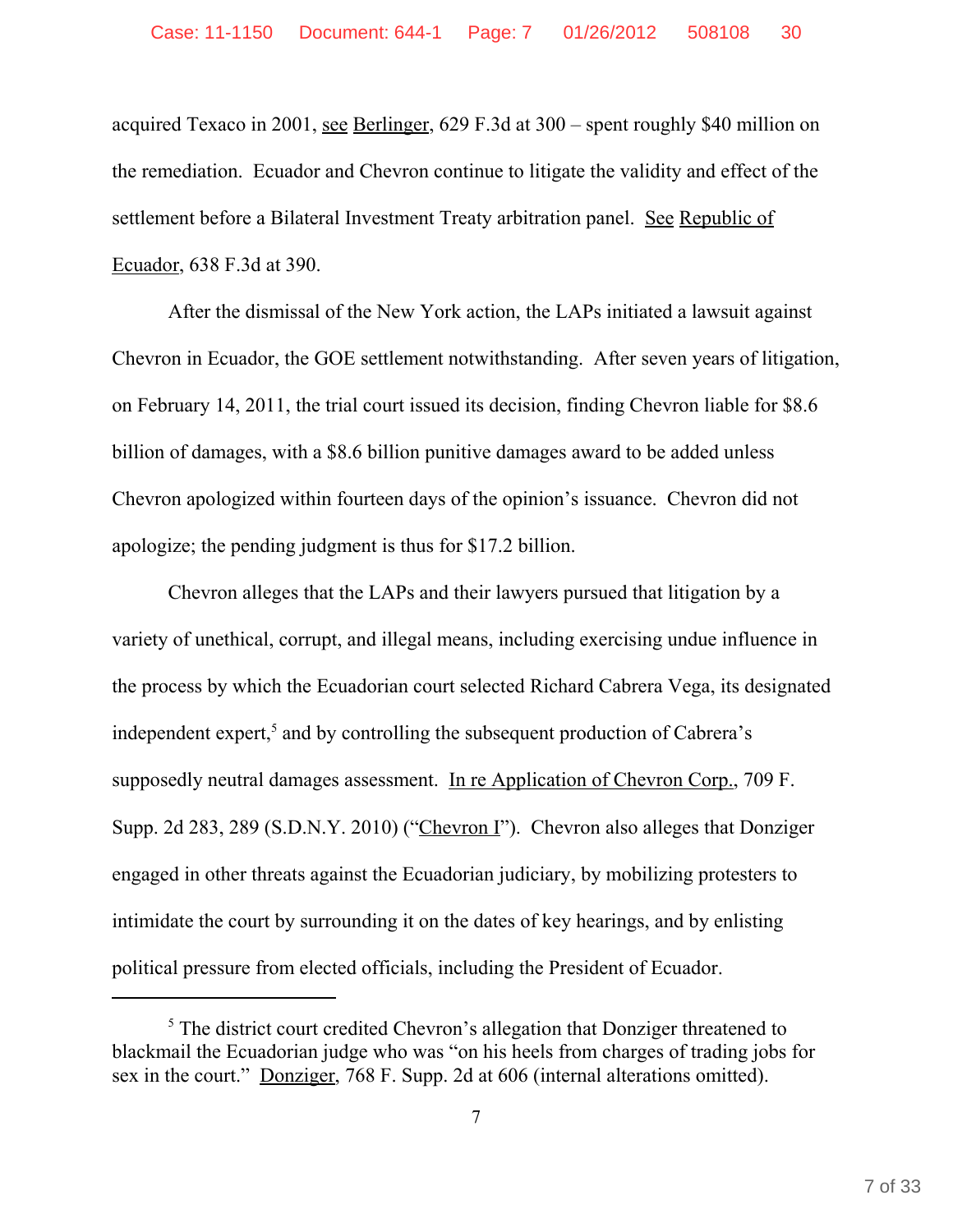acquired Texaco in 2001, see Berlinger, 629 F.3d at 300 – spent roughly $40 million on the remediation. Ecuador and Chevron continue to litigate the validity and effect of the settlement before a Bilateral Investment Treaty arbitration panel. See Republic of Ecuador, 638 F.3d at 390.

After the dismissal of the New York action, the LAPs initiated a lawsuit against Chevron in Ecuador, the GOE settlement notwithstanding. After seven years of litigation, on February 14, 2011, the trial court issued its decision, finding Chevron liable for $8.6 billion of damages, with a $8.6 billion punitive damages award to be added unless Chevron apologized within fourteen days of the opinion's issuance. Chevron did not apologize; the pending judgment is thus for $17.2 billion.

Chevron alleges that the LAPs and their lawyers pursued that litigation by a variety of unethical, corrupt, and illegal means, including exercising undue influence in the process by which the Ecuadorian court selected Richard Cabrera Vega, its designated independent expert,[5] and by controlling the subsequent production of Cabrera's supposedly neutral damages assessment. In re Application of Chevron Corp., 709 F. Supp. 2d 283, 289 (S.D.N.Y. 2010) ("Chevron I"). Chevron also alleges that Donziger engaged in other threats against the Ecuadorian judiciary, by mobilizing protesters to intimidate the court by surrounding it on the dates of key hearings, and by enlisting political pressure from elected officials, including the President of Ecuador.

---

[5] The district court credited Chevron's allegation that Donziger threatened to blackmail the Ecuadorian judge who was "on his heels from charges of trading jobs for sex in the court." Donziger, 768 F. Supp. 2d at 606 (internal alterations omitted).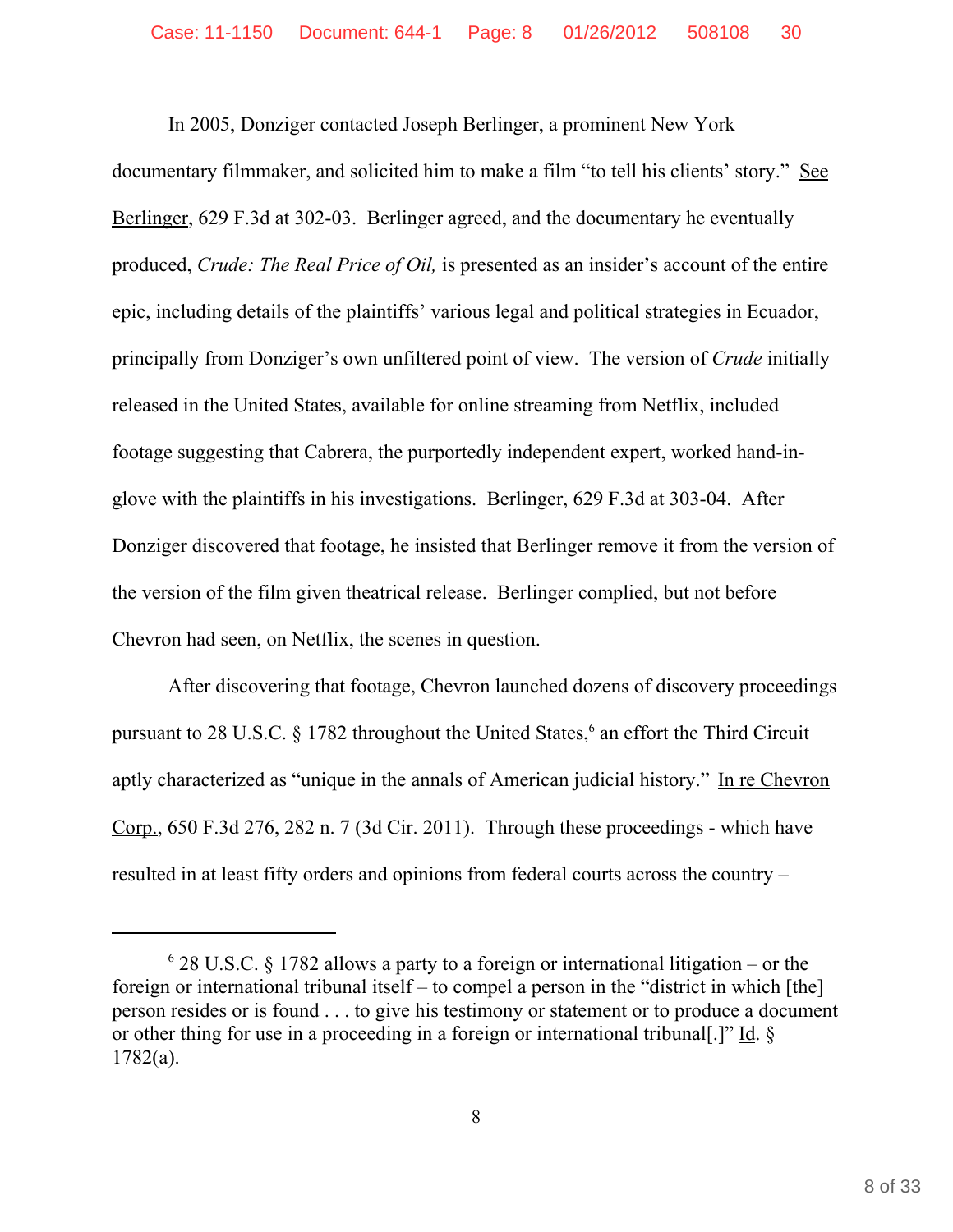In 2005, Donziger contacted Joseph Berlinger, a prominent New York documentary filmmaker, and solicited him to make a film "to tell his clients' story." See Berlinger, 629 F.3d at 302-03. Berlinger agreed, and the documentary he eventually produced, *Crude: The Real Price of Oil,* is presented as an insider's account of the entire epic, including details of the plaintiffs' various legal and political strategies in Ecuador, principally from Donziger's own unfiltered point of view. The version of *Crude* initially released in the United States, available for online streaming from Netflix, included footage suggesting that Cabrera, the purportedly independent expert, worked hand-in-glove with the plaintiffs in his investigations. Berlinger, 629 F.3d at 303-04. After Donziger discovered that footage, he insisted that Berlinger remove it from the version of the version of the film given theatrical release. Berlinger complied, but not before Chevron had seen, on Netflix, the scenes in question.

After discovering that footage, Chevron launched dozens of discovery proceedings pursuant to 28 U.S.C. § 1782 throughout the United States,[6] an effort the Third Circuit aptly characterized as "unique in the annals of American judicial history." In re Chevron Corp., 650 F.3d 276, 282 n. 7 (3d Cir. 2011). Through these proceedings - which have resulted in at least fifty orders and opinions from federal courts across the country –

---

[6] 28 U.S.C. § 1782 allows a party to a foreign or international litigation – or the foreign or international tribunal itself – to compel a person in the "district in which [the] person resides or is found . . . to give his testimony or statement or to produce a document or other thing for use in a proceeding in a foreign or international tribunal[.]" Id. § 1782(a).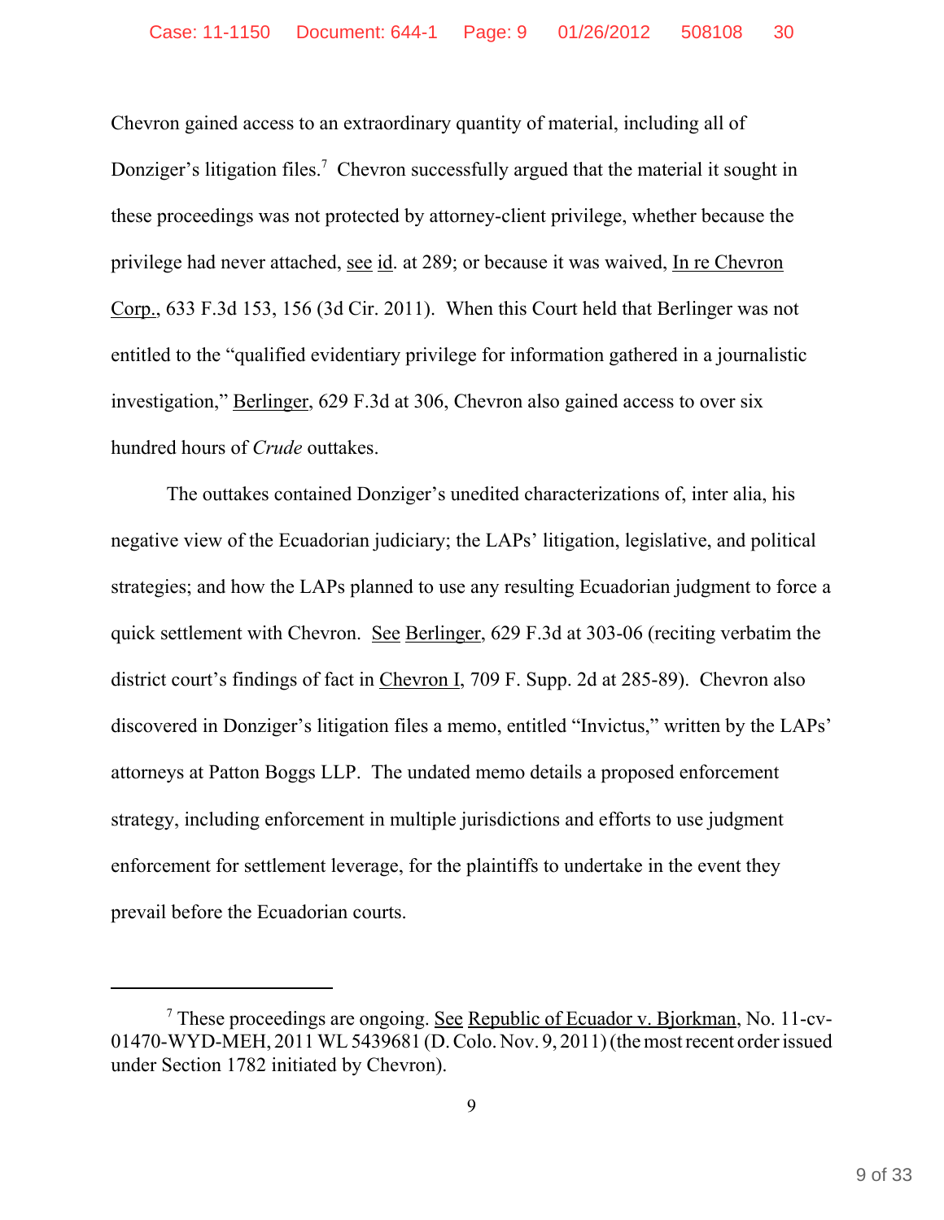Chevron gained access to an extraordinary quantity of material, including all of Donziger's litigation files.[7] Chevron successfully argued that the material it sought in these proceedings was not protected by attorney-client privilege, whether because the privilege had never attached, see id. at 289; or because it was waived, In re Chevron Corp., 633 F.3d 153, 156 (3d Cir. 2011). When this Court held that Berlinger was not entitled to the "qualified evidentiary privilege for information gathered in a journalistic investigation," Berlinger, 629 F.3d at 306, Chevron also gained access to over six hundred hours of *Crude* outtakes.

The outtakes contained Donziger's unedited characterizations of, inter alia, his negative view of the Ecuadorian judiciary; the LAPs' litigation, legislative, and political strategies; and how the LAPs planned to use any resulting Ecuadorian judgment to force a quick settlement with Chevron. See Berlinger, 629 F.3d at 303-06 (reciting verbatim the district court's findings of fact in Chevron I, 709 F. Supp. 2d at 285-89). Chevron also discovered in Donziger's litigation files a memo, entitled "Invictus," written by the LAPs' attorneys at Patton Boggs LLP. The undated memo details a proposed enforcement strategy, including enforcement in multiple jurisdictions and efforts to use judgment enforcement for settlement leverage, for the plaintiffs to undertake in the event they prevail before the Ecuadorian courts.

---

[7] These proceedings are ongoing. See Republic of Ecuador v. Bjorkman, No. 11-cv-01470-WYD-MEH, 2011 WL 5439681 (D. Colo. Nov. 9, 2011) (the most recent order issued under Section 1782 initiated by Chevron).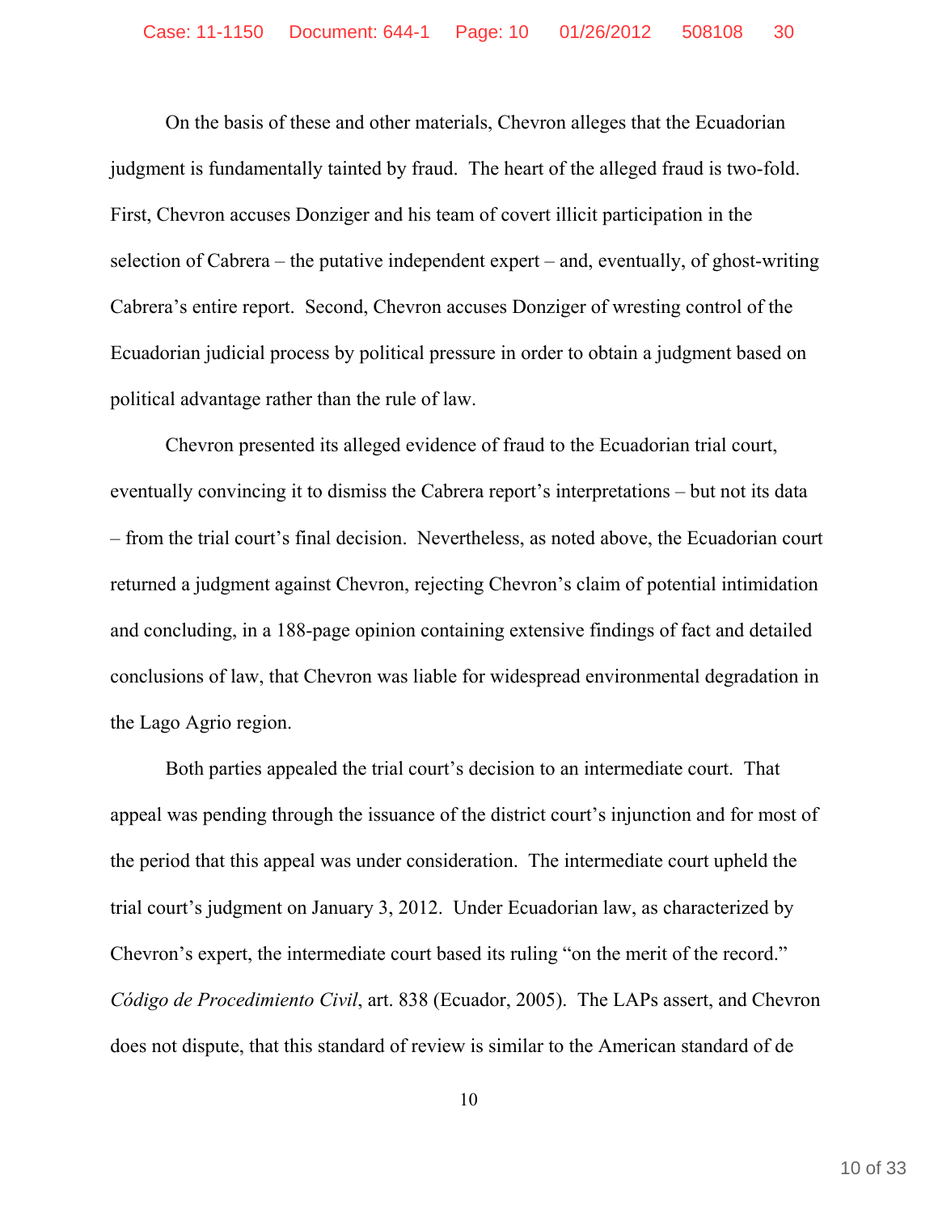On the basis of these and other materials, Chevron alleges that the Ecuadorian judgment is fundamentally tainted by fraud. The heart of the alleged fraud is two-fold. First, Chevron accuses Donziger and his team of covert illicit participation in the selection of Cabrera – the putative independent expert – and, eventually, of ghost-writing Cabrera's entire report. Second, Chevron accuses Donziger of wresting control of the Ecuadorian judicial process by political pressure in order to obtain a judgment based on political advantage rather than the rule of law.

Chevron presented its alleged evidence of fraud to the Ecuadorian trial court, eventually convincing it to dismiss the Cabrera report's interpretations – but not its data – from the trial court's final decision. Nevertheless, as noted above, the Ecuadorian court returned a judgment against Chevron, rejecting Chevron's claim of potential intimidation and concluding, in a 188-page opinion containing extensive findings of fact and detailed conclusions of law, that Chevron was liable for widespread environmental degradation in the Lago Agrio region.

Both parties appealed the trial court's decision to an intermediate court. That appeal was pending through the issuance of the district court's injunction and for most of the period that this appeal was under consideration. The intermediate court upheld the trial court's judgment on January 3, 2012. Under Ecuadorian law, as characterized by Chevron's expert, the intermediate court based its ruling "on the merit of the record." *Código de Procedimiento Civil*, art. 838 (Ecuador, 2005). The LAPs assert, and Chevron does not dispute, that this standard of review is similar to the American standard of de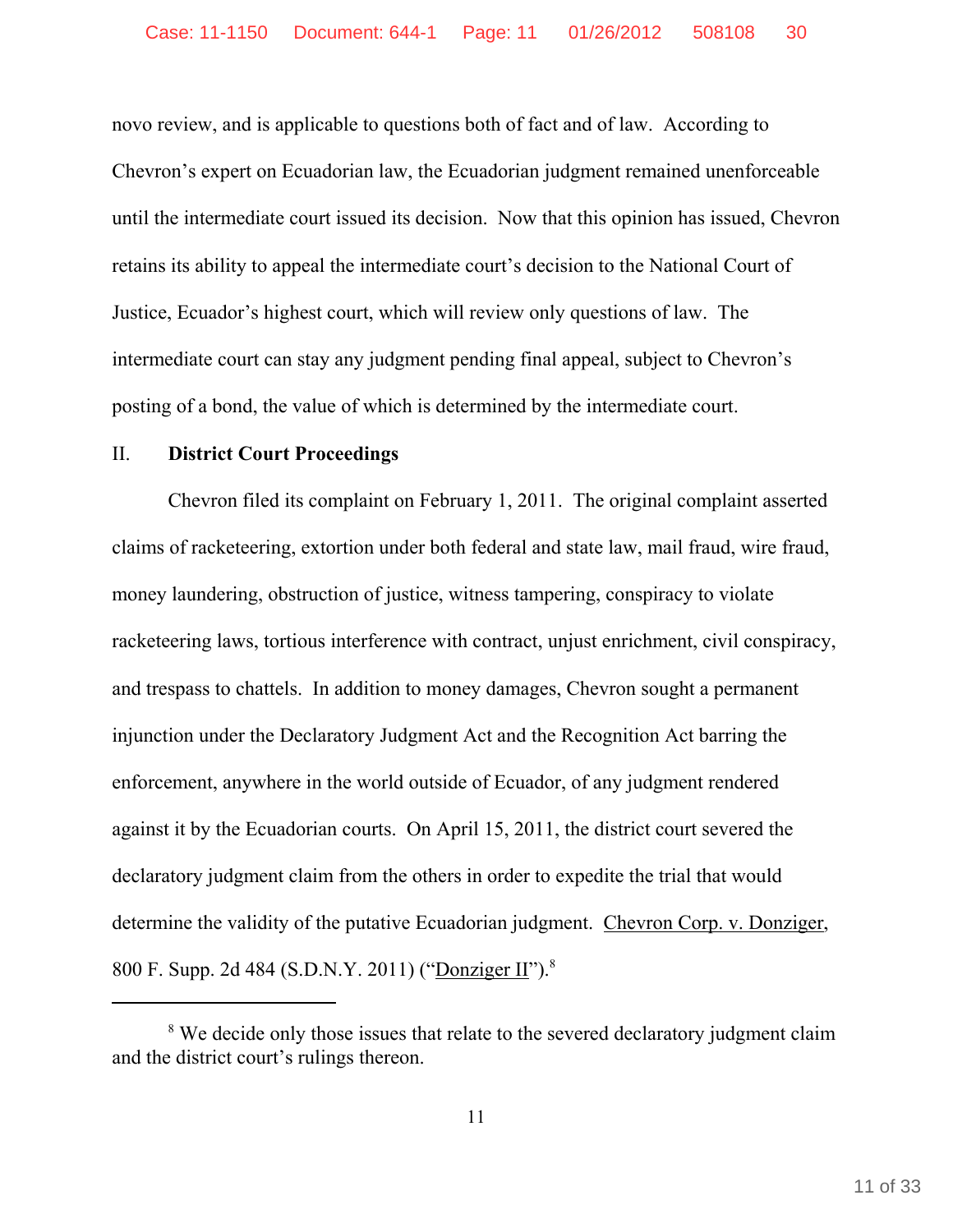novo review, and is applicable to questions both of fact and of law. According to Chevron's expert on Ecuadorian law, the Ecuadorian judgment remained unenforceable until the intermediate court issued its decision. Now that this opinion has issued, Chevron retains its ability to appeal the intermediate court's decision to the National Court of Justice, Ecuador's highest court, which will review only questions of law. The intermediate court can stay any judgment pending final appeal, subject to Chevron's posting of a bond, the value of which is determined by the intermediate court.

## II. **District Court Proceedings**

Chevron filed its complaint on February 1, 2011. The original complaint asserted claims of racketeering, extortion under both federal and state law, mail fraud, wire fraud, money laundering, obstruction of justice, witness tampering, conspiracy to violate racketeering laws, tortious interference with contract, unjust enrichment, civil conspiracy, and trespass to chattels. In addition to money damages, Chevron sought a permanent injunction under the Declaratory Judgment Act and the Recognition Act barring the enforcement, anywhere in the world outside of Ecuador, of any judgment rendered against it by the Ecuadorian courts. On April 15, 2011, the district court severed the declaratory judgment claim from the others in order to expedite the trial that would determine the validity of the putative Ecuadorian judgment. Chevron Corp. v. Donziger, 800 F. Supp. 2d 484 (S.D.N.Y. 2011) ("Donziger II").[8]

[8] We decide only those issues that relate to the severed declaratory judgment claim and the district court's rulings thereon.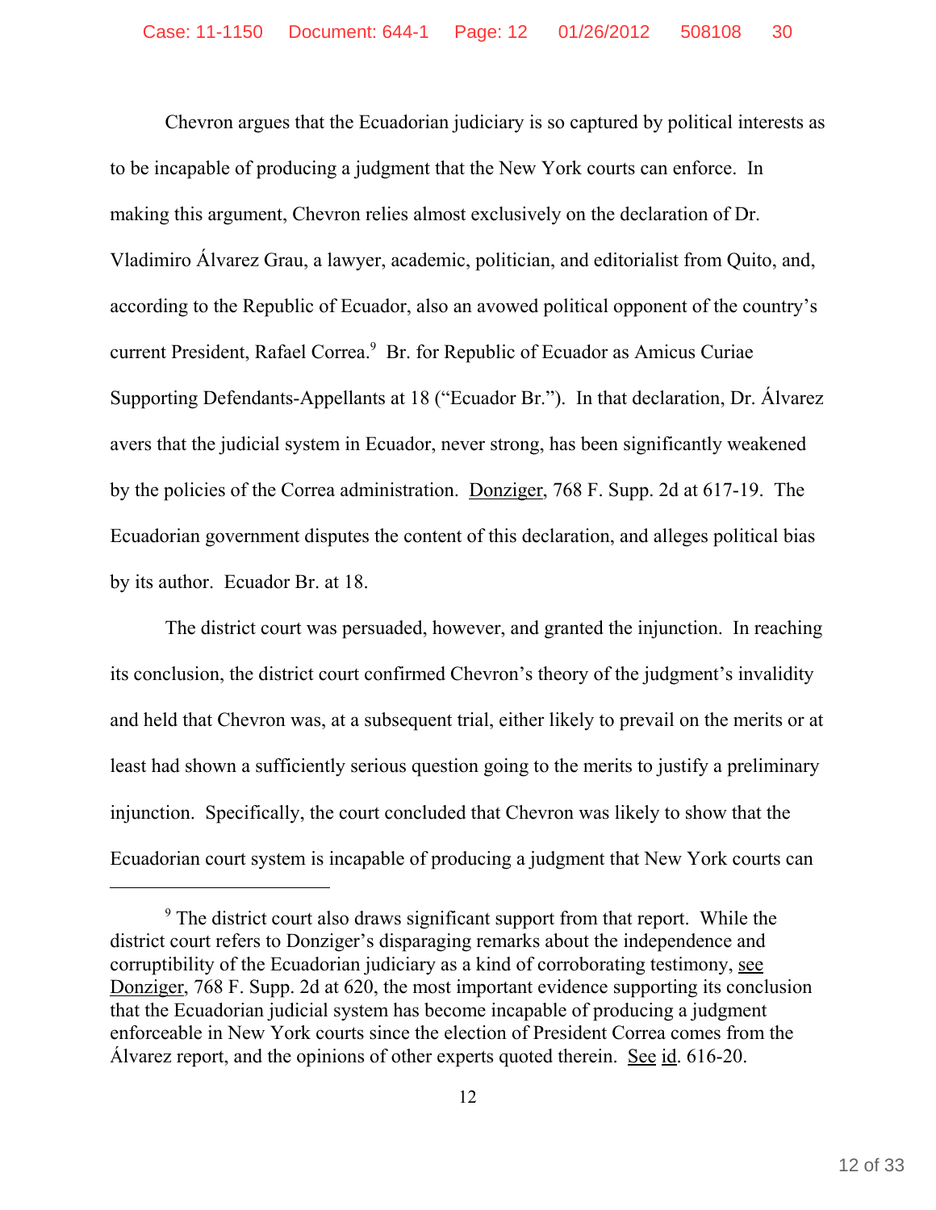Chevron argues that the Ecuadorian judiciary is so captured by political interests as to be incapable of producing a judgment that the New York courts can enforce. In making this argument, Chevron relies almost exclusively on the declaration of Dr. Vladimiro Álvarez Grau, a lawyer, academic, politician, and editorialist from Quito, and, according to the Republic of Ecuador, also an avowed political opponent of the country's current President, Rafael Correa.[9] Br. for Republic of Ecuador as Amicus Curiae Supporting Defendants-Appellants at 18 ("Ecuador Br."). In that declaration, Dr. Álvarez avers that the judicial system in Ecuador, never strong, has been significantly weakened by the policies of the Correa administration. Donziger, 768 F. Supp. 2d at 617-19. The Ecuadorian government disputes the content of this declaration, and alleges political bias by its author. Ecuador Br. at 18.

The district court was persuaded, however, and granted the injunction. In reaching its conclusion, the district court confirmed Chevron's theory of the judgment's invalidity and held that Chevron was, at a subsequent trial, either likely to prevail on the merits or at least had shown a sufficiently serious question going to the merits to justify a preliminary injunction. Specifically, the court concluded that Chevron was likely to show that the Ecuadorian court system is incapable of producing a judgment that New York courts can

---

[9] The district court also draws significant support from that report. While the district court refers to Donziger's disparaging remarks about the independence and corruptibility of the Ecuadorian judiciary as a kind of corroborating testimony, see Donziger, 768 F. Supp. 2d at 620, the most important evidence supporting its conclusion that the Ecuadorian judicial system has become incapable of producing a judgment enforceable in New York courts since the election of President Correa comes from the Álvarez report, and the opinions of other experts quoted therein. See id. 616-20.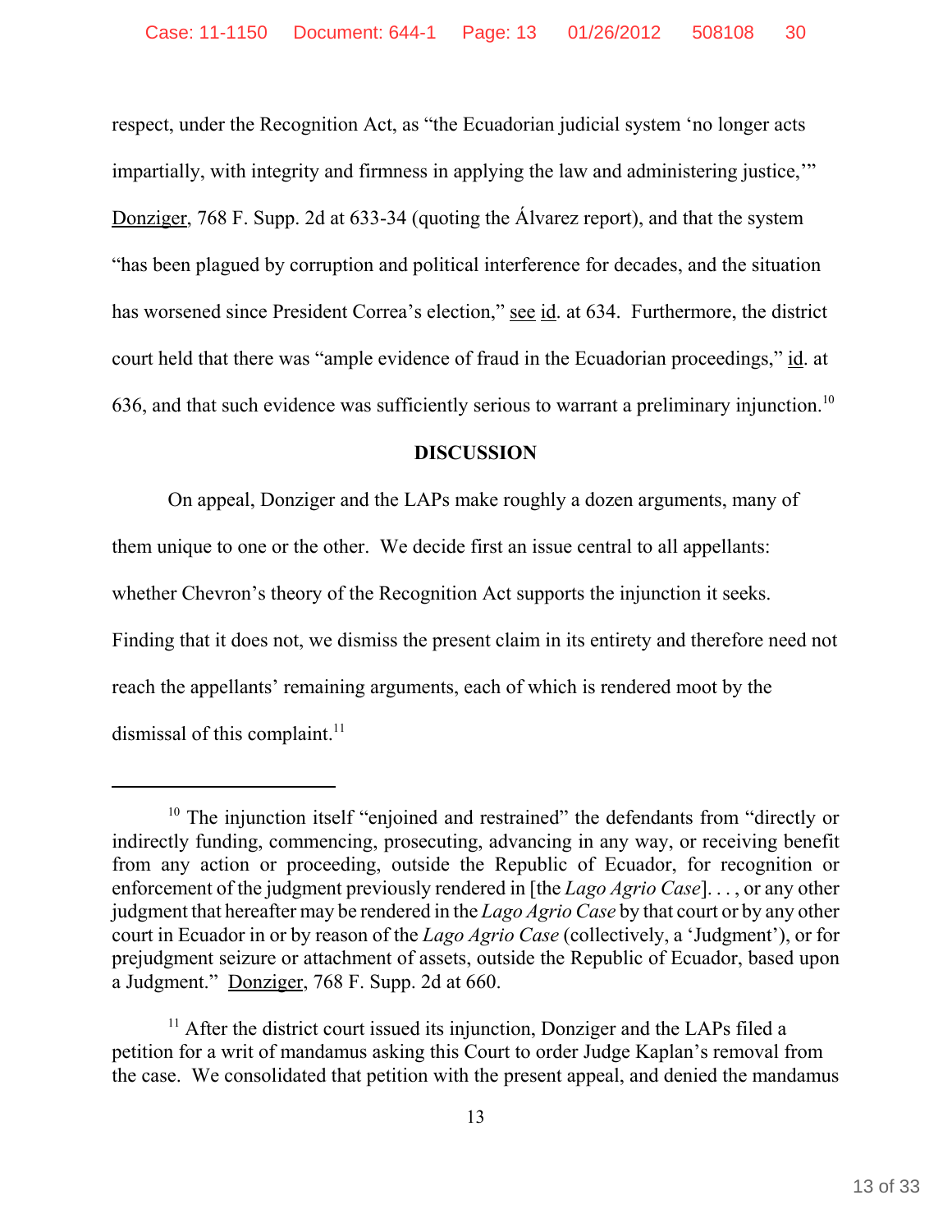respect, under the Recognition Act, as "the Ecuadorian judicial system 'no longer acts impartially, with integrity and firmness in applying the law and administering justice,'" Donziger, 768 F. Supp. 2d at 633-34 (quoting the Álvarez report), and that the system "has been plagued by corruption and political interference for decades, and the situation has worsened since President Correa's election," see id. at 634. Furthermore, the district court held that there was "ample evidence of fraud in the Ecuadorian proceedings," id. at 636, and that such evidence was sufficiently serious to warrant a preliminary injunction.[10]

**DISCUSSION**

On appeal, Donziger and the LAPs make roughly a dozen arguments, many of them unique to one or the other. We decide first an issue central to all appellants: whether Chevron's theory of the Recognition Act supports the injunction it seeks. Finding that it does not, we dismiss the present claim in its entirety and therefore need not reach the appellants' remaining arguments, each of which is rendered moot by the dismissal of this complaint.[11]

---

[10] The injunction itself "enjoined and restrained" the defendants from "directly or indirectly funding, commencing, prosecuting, advancing in any way, or receiving benefit from any action or proceeding, outside the Republic of Ecuador, for recognition or enforcement of the judgment previously rendered in [the *Lago Agrio Case*]. . . , or any other judgment that hereafter may be rendered in the *Lago Agrio Case* by that court or by any other court in Ecuador in or by reason of the *Lago Agrio Case* (collectively, a 'Judgment'), or for prejudgment seizure or attachment of assets, outside the Republic of Ecuador, based upon a Judgment." Donziger, 768 F. Supp. 2d at 660.

[11] After the district court issued its injunction, Donziger and the LAPs filed a petition for a writ of mandamus asking this Court to order Judge Kaplan's removal from the case. We consolidated that petition with the present appeal, and denied the mandamus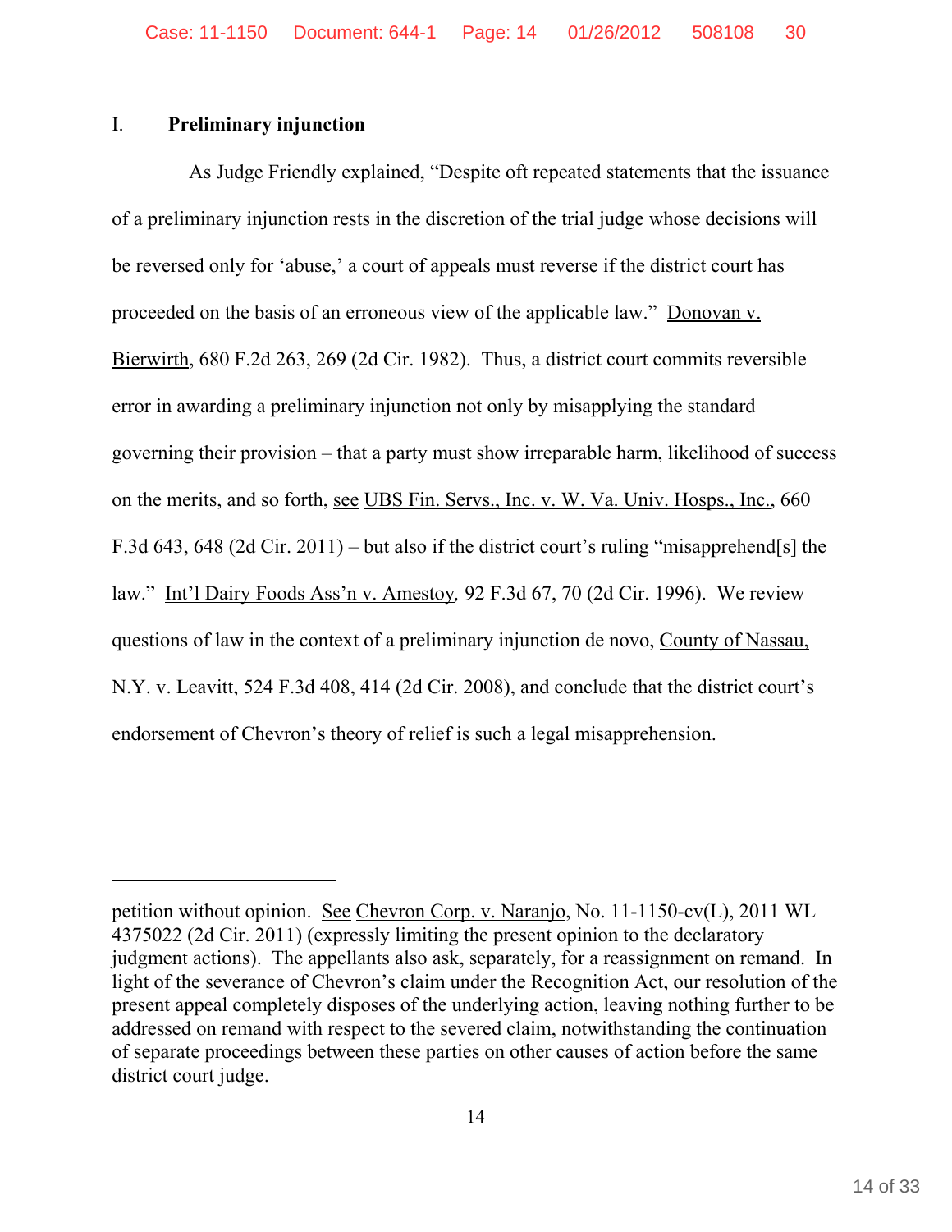## I. **Preliminary injunction**

As Judge Friendly explained, "Despite oft repeated statements that the issuance of a preliminary injunction rests in the discretion of the trial judge whose decisions will be reversed only for 'abuse,' a court of appeals must reverse if the district court has proceeded on the basis of an erroneous view of the applicable law." Donovan v. Bierwirth, 680 F.2d 263, 269 (2d Cir. 1982). Thus, a district court commits reversible error in awarding a preliminary injunction not only by misapplying the standard governing their provision – that a party must show irreparable harm, likelihood of success on the merits, and so forth, see UBS Fin. Servs., Inc. v. W. Va. Univ. Hosps., Inc., 660 F.3d 643, 648 (2d Cir. 2011) – but also if the district court's ruling "misapprehend[s] the law." Int'l Dairy Foods Ass'n v. Amestoy, 92 F.3d 67, 70 (2d Cir. 1996). We review questions of law in the context of a preliminary injunction de novo, County of Nassau, N.Y. v. Leavitt, 524 F.3d 408, 414 (2d Cir. 2008), and conclude that the district court's endorsement of Chevron's theory of relief is such a legal misapprehension.

---

petition without opinion. See Chevron Corp. v. Naranjo, No. 11-1150-cv(L), 2011 WL 4375022 (2d Cir. 2011) (expressly limiting the present opinion to the declaratory judgment actions). The appellants also ask, separately, for a reassignment on remand. In light of the severance of Chevron's claim under the Recognition Act, our resolution of the present appeal completely disposes of the underlying action, leaving nothing further to be addressed on remand with respect to the severed claim, notwithstanding the continuation of separate proceedings between these parties on other causes of action before the same district court judge.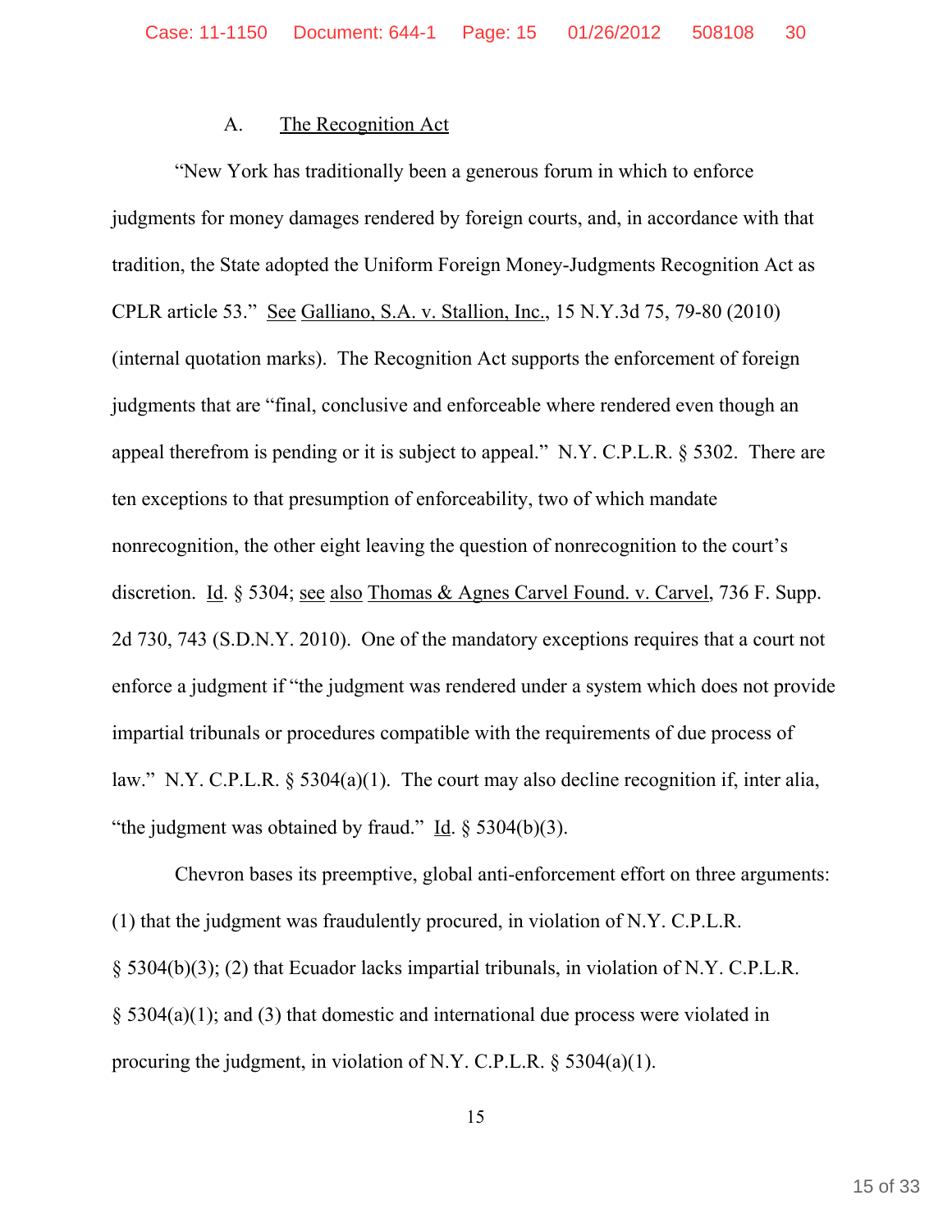### A. The Recognition Act

"New York has traditionally been a generous forum in which to enforce judgments for money damages rendered by foreign courts, and, in accordance with that tradition, the State adopted the Uniform Foreign Money-Judgments Recognition Act as CPLR article 53." See Galliano, S.A. v. Stallion, Inc., 15 N.Y.3d 75, 79-80 (2010) (internal quotation marks). The Recognition Act supports the enforcement of foreign judgments that are "final, conclusive and enforceable where rendered even though an appeal therefrom is pending or it is subject to appeal." N.Y. C.P.L.R. § 5302. There are ten exceptions to that presumption of enforceability, two of which mandate nonrecognition, the other eight leaving the question of nonrecognition to the court's discretion. Id. § 5304; see also Thomas & Agnes Carvel Found. v. Carvel, 736 F. Supp. 2d 730, 743 (S.D.N.Y. 2010). One of the mandatory exceptions requires that a court not enforce a judgment if "the judgment was rendered under a system which does not provide impartial tribunals or procedures compatible with the requirements of due process of law." N.Y. C.P.L.R. § 5304(a)(1). The court may also decline recognition if, inter alia, "the judgment was obtained by fraud." Id. § 5304(b)(3).

Chevron bases its preemptive, global anti-enforcement effort on three arguments: (1) that the judgment was fraudulently procured, in violation of N.Y. C.P.L.R. § 5304(b)(3); (2) that Ecuador lacks impartial tribunals, in violation of N.Y. C.P.L.R. § 5304(a)(1); and (3) that domestic and international due process were violated in procuring the judgment, in violation of N.Y. C.P.L.R. § 5304(a)(1).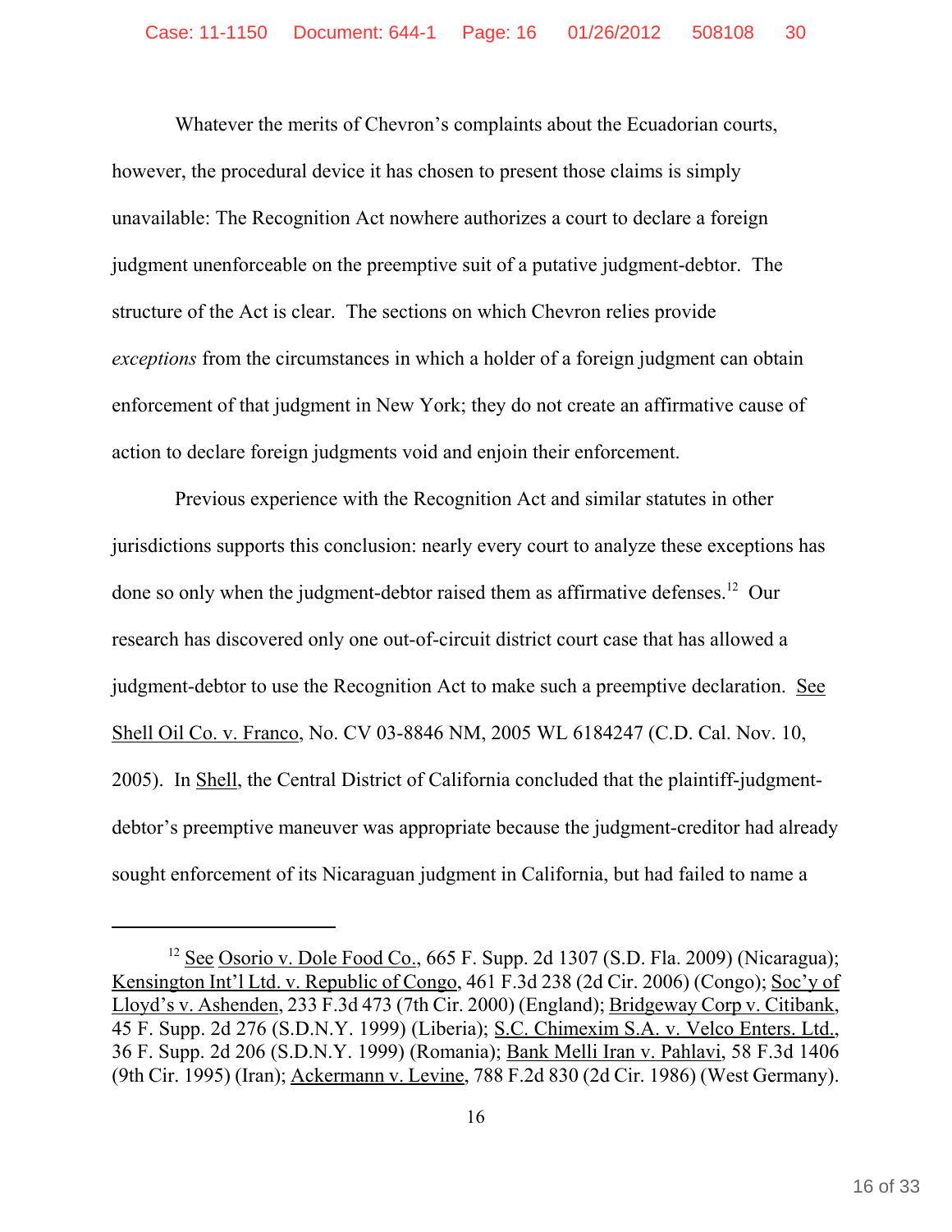Whatever the merits of Chevron's complaints about the Ecuadorian courts, however, the procedural device it has chosen to present those claims is simply unavailable: The Recognition Act nowhere authorizes a court to declare a foreign judgment unenforceable on the preemptive suit of a putative judgment-debtor. The structure of the Act is clear. The sections on which Chevron relies provide *exceptions* from the circumstances in which a holder of a foreign judgment can obtain enforcement of that judgment in New York; they do not create an affirmative cause of action to declare foreign judgments void and enjoin their enforcement.

Previous experience with the Recognition Act and similar statutes in other jurisdictions supports this conclusion: nearly every court to analyze these exceptions has done so only when the judgment-debtor raised them as affirmative defenses.[12] Our research has discovered only one out-of-circuit district court case that has allowed a judgment-debtor to use the Recognition Act to make such a preemptive declaration. See Shell Oil Co. v. Franco, No. CV 03-8846 NM, 2005 WL 6184247 (C.D. Cal. Nov. 10, 2005). In Shell, the Central District of California concluded that the plaintiff-judgment-debtor's preemptive maneuver was appropriate because the judgment-creditor had already sought enforcement of its Nicaraguan judgment in California, but had failed to name a

---

[12] See Osorio v. Dole Food Co., 665 F. Supp. 2d 1307 (S.D. Fla. 2009) (Nicaragua); Kensington Int'l Ltd. v. Republic of Congo, 461 F.3d 238 (2d Cir. 2006) (Congo); Soc'y of Lloyd's v. Ashenden, 233 F.3d 473 (7th Cir. 2000) (England); Bridgeway Corp v. Citibank, 45 F. Supp. 2d 276 (S.D.N.Y. 1999) (Liberia); S.C. Chimexim S.A. v. Velco Enters. Ltd., 36 F. Supp. 2d 206 (S.D.N.Y. 1999) (Romania); Bank Melli Iran v. Pahlavi, 58 F.3d 1406 (9th Cir. 1995) (Iran); Ackermann v. Levine, 788 F.2d 830 (2d Cir. 1986) (West Germany).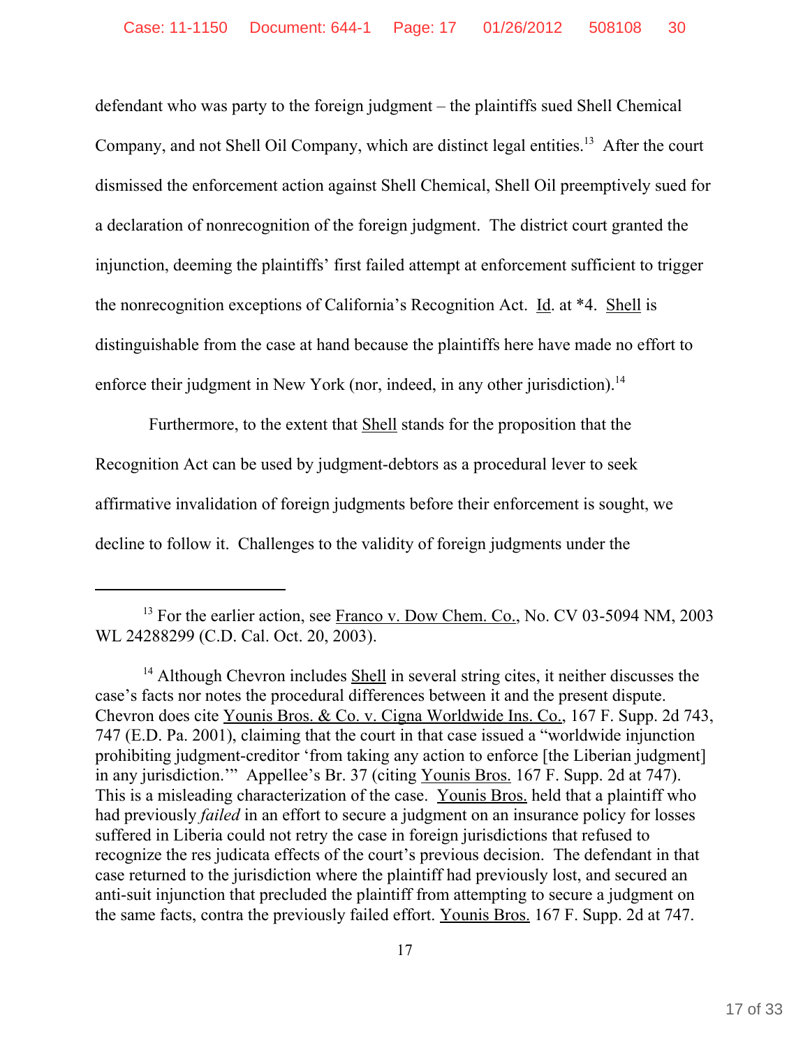defendant who was party to the foreign judgment – the plaintiffs sued Shell Chemical Company, and not Shell Oil Company, which are distinct legal entities.[13] After the court dismissed the enforcement action against Shell Chemical, Shell Oil preemptively sued for a declaration of nonrecognition of the foreign judgment. The district court granted the injunction, deeming the plaintiffs' first failed attempt at enforcement sufficient to trigger the nonrecognition exceptions of California's Recognition Act. Id. at *4. Shell is distinguishable from the case at hand because the plaintiffs here have made no effort to enforce their judgment in New York (nor, indeed, in any other jurisdiction).[14]

Furthermore, to the extent that Shell stands for the proposition that the Recognition Act can be used by judgment-debtors as a procedural lever to seek affirmative invalidation of foreign judgments before their enforcement is sought, we decline to follow it. Challenges to the validity of foreign judgments under the

---

[13] For the earlier action, see Franco v. Dow Chem. Co., No. CV 03-5094 NM, 2003 WL 24288299 (C.D. Cal. Oct. 20, 2003).

[14] Although Chevron includes Shell in several string cites, it neither discusses the case's facts nor notes the procedural differences between it and the present dispute. Chevron does cite Younis Bros. & Co. v. Cigna Worldwide Ins. Co., 167 F. Supp. 2d 743, 747 (E.D. Pa. 2001), claiming that the court in that case issued a "worldwide injunction prohibiting judgment-creditor 'from taking any action to enforce [the Liberian judgment] in any jurisdiction.'" Appellee's Br. 37 (citing Younis Bros. 167 F. Supp. 2d at 747). This is a misleading characterization of the case. Younis Bros. held that a plaintiff who had previously *failed* in an effort to secure a judgment on an insurance policy for losses suffered in Liberia could not retry the case in foreign jurisdictions that refused to recognize the res judicata effects of the court's previous decision. The defendant in that case returned to the jurisdiction where the plaintiff had previously lost, and secured an anti-suit injunction that precluded the plaintiff from attempting to secure a judgment on the same facts, contra the previously failed effort. Younis Bros. 167 F. Supp. 2d at 747.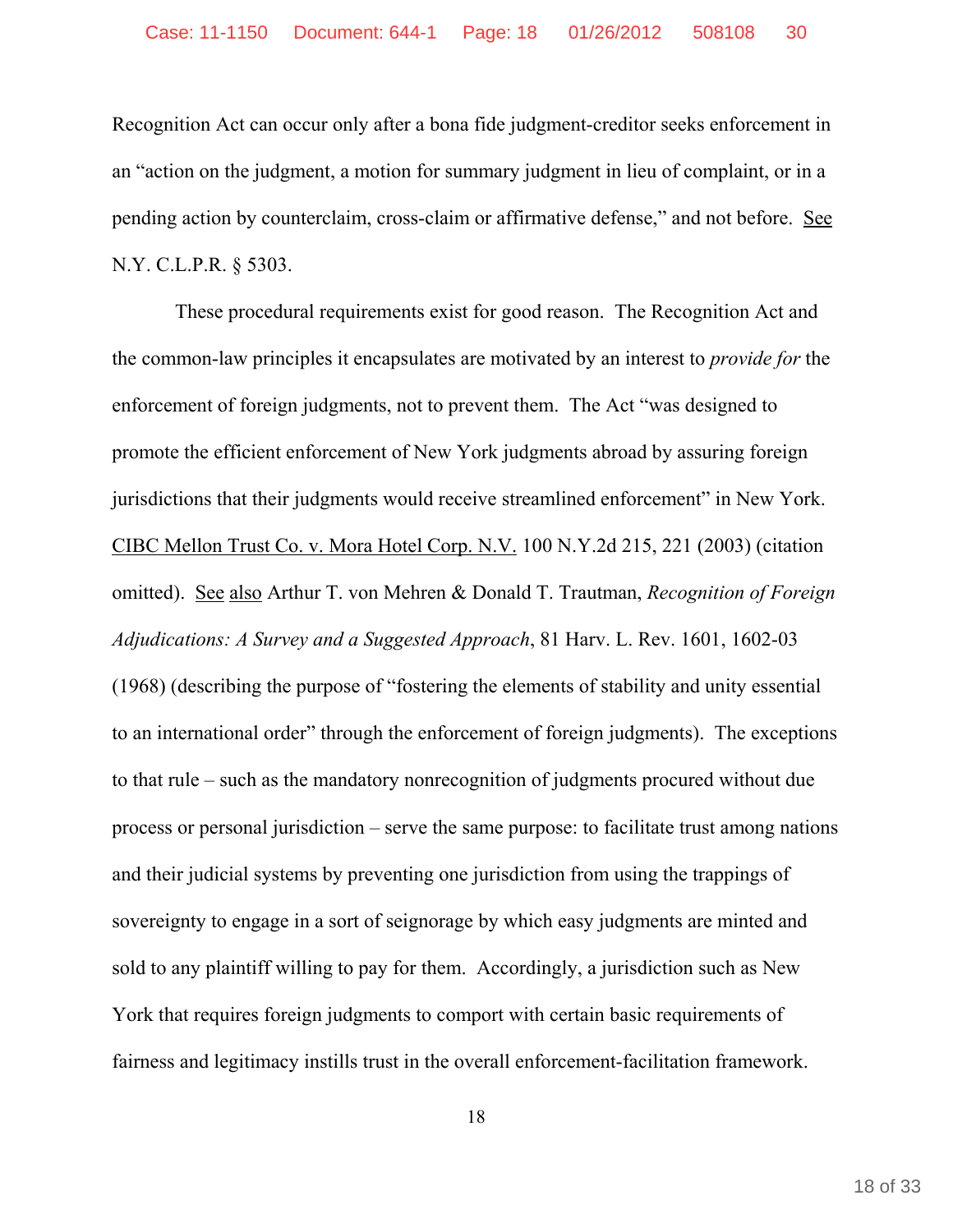Recognition Act can occur only after a bona fide judgment-creditor seeks enforcement in an "action on the judgment, a motion for summary judgment in lieu of complaint, or in a pending action by counterclaim, cross-claim or affirmative defense," and not before. See N.Y. C.L.P.R. § 5303.

These procedural requirements exist for good reason. The Recognition Act and the common-law principles it encapsulates are motivated by an interest to *provide for* the enforcement of foreign judgments, not to prevent them. The Act "was designed to promote the efficient enforcement of New York judgments abroad by assuring foreign jurisdictions that their judgments would receive streamlined enforcement" in New York. CIBC Mellon Trust Co. v. Mora Hotel Corp. N.V. 100 N.Y.2d 215, 221 (2003) (citation omitted). See also Arthur T. von Mehren & Donald T. Trautman, *Recognition of Foreign Adjudications: A Survey and a Suggested Approach*, 81 Harv. L. Rev. 1601, 1602-03 (1968) (describing the purpose of "fostering the elements of stability and unity essential to an international order" through the enforcement of foreign judgments). The exceptions to that rule – such as the mandatory nonrecognition of judgments procured without due process or personal jurisdiction – serve the same purpose: to facilitate trust among nations and their judicial systems by preventing one jurisdiction from using the trappings of sovereignty to engage in a sort of seignorage by which easy judgments are minted and sold to any plaintiff willing to pay for them. Accordingly, a jurisdiction such as New York that requires foreign judgments to comport with certain basic requirements of fairness and legitimacy instills trust in the overall enforcement-facilitation framework.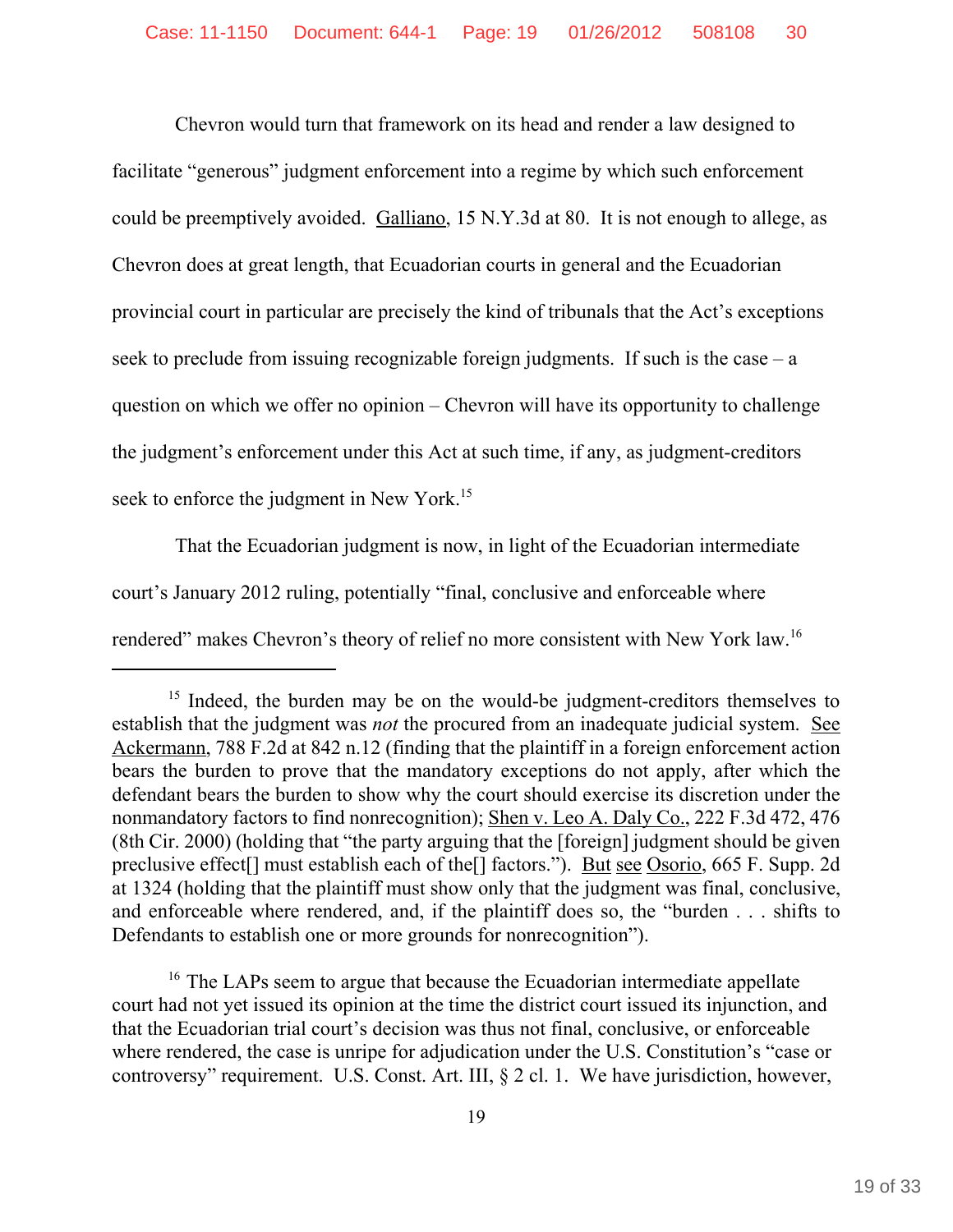Chevron would turn that framework on its head and render a law designed to facilitate "generous" judgment enforcement into a regime by which such enforcement could be preemptively avoided. Galliano, 15 N.Y.3d at 80. It is not enough to allege, as Chevron does at great length, that Ecuadorian courts in general and the Ecuadorian provincial court in particular are precisely the kind of tribunals that the Act's exceptions seek to preclude from issuing recognizable foreign judgments. If such is the case – a question on which we offer no opinion – Chevron will have its opportunity to challenge the judgment's enforcement under this Act at such time, if any, as judgment-creditors seek to enforce the judgment in New York.[15]

That the Ecuadorian judgment is now, in light of the Ecuadorian intermediate court's January 2012 ruling, potentially "final, conclusive and enforceable where rendered" makes Chevron's theory of relief no more consistent with New York law.[16]

---

[15] Indeed, the burden may be on the would-be judgment-creditors themselves to establish that the judgment was *not* the procured from an inadequate judicial system. See Ackermann, 788 F.2d at 842 n.12 (finding that the plaintiff in a foreign enforcement action bears the burden to prove that the mandatory exceptions do not apply, after which the defendant bears the burden to show why the court should exercise its discretion under the nonmandatory factors to find nonrecognition); Shen v. Leo A. Daly Co., 222 F.3d 472, 476 (8th Cir. 2000) (holding that "the party arguing that the [foreign] judgment should be given preclusive effect[] must establish each of the[] factors."). But see Osorio, 665 F. Supp. 2d at 1324 (holding that the plaintiff must show only that the judgment was final, conclusive, and enforceable where rendered, and, if the plaintiff does so, the "burden . . . shifts to Defendants to establish one or more grounds for nonrecognition").

[16] The LAPs seem to argue that because the Ecuadorian intermediate appellate court had not yet issued its opinion at the time the district court issued its injunction, and that the Ecuadorian trial court's decision was thus not final, conclusive, or enforceable where rendered, the case is unripe for adjudication under the U.S. Constitution's "case or controversy" requirement. U.S. Const. Art. III, § 2 cl. 1. We have jurisdiction, however,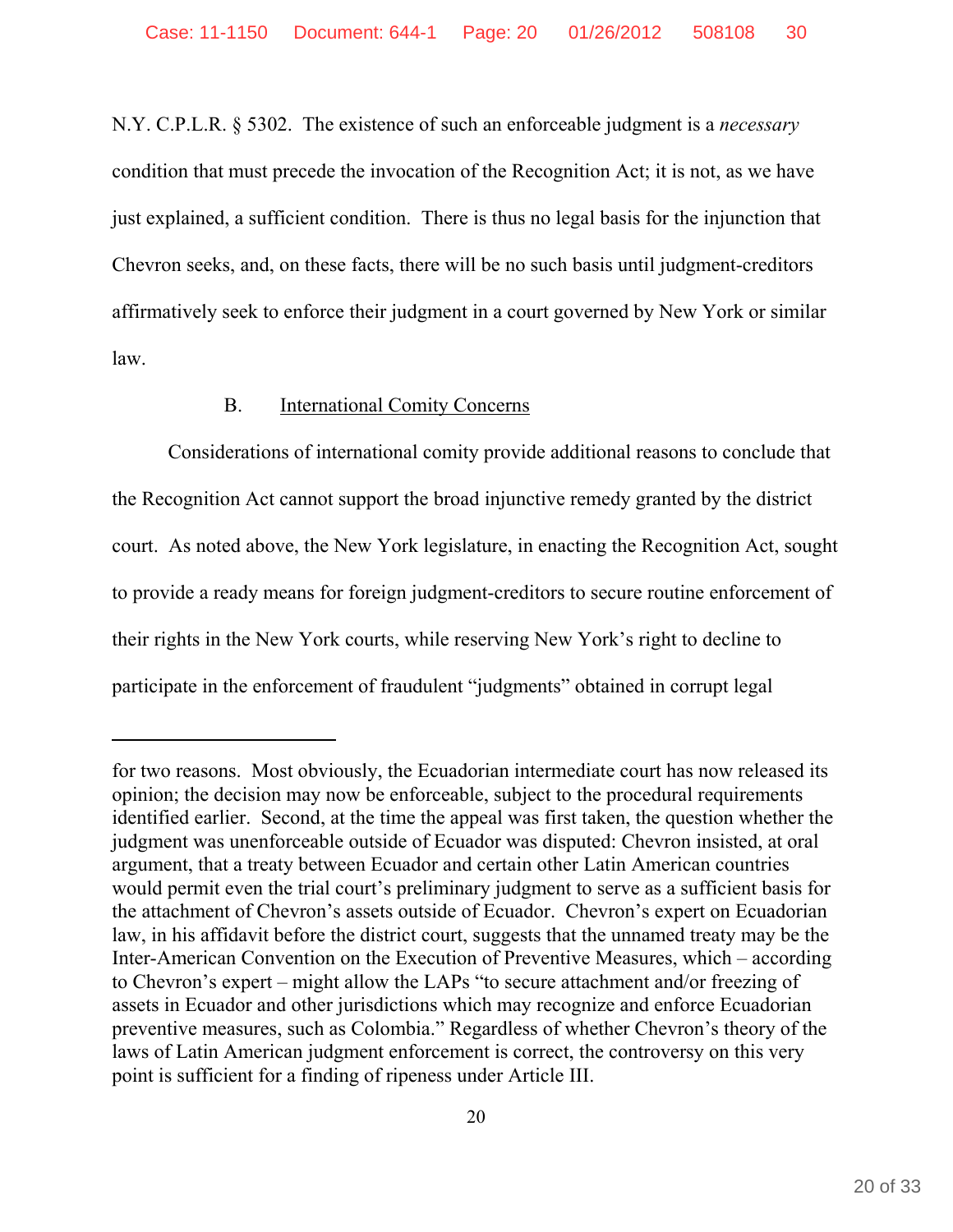N.Y. C.P.L.R. § 5302. The existence of such an enforceable judgment is a *necessary* condition that must precede the invocation of the Recognition Act; it is not, as we have just explained, a sufficient condition. There is thus no legal basis for the injunction that Chevron seeks, and, on these facts, there will be no such basis until judgment-creditors affirmatively seek to enforce their judgment in a court governed by New York or similar law.

### B. International Comity Concerns

Considerations of international comity provide additional reasons to conclude that the Recognition Act cannot support the broad injunctive remedy granted by the district court. As noted above, the New York legislature, in enacting the Recognition Act, sought to provide a ready means for foreign judgment-creditors to secure routine enforcement of their rights in the New York courts, while reserving New York's right to decline to participate in the enforcement of fraudulent "judgments" obtained in corrupt legal

---

for two reasons. Most obviously, the Ecuadorian intermediate court has now released its opinion; the decision may now be enforceable, subject to the procedural requirements identified earlier. Second, at the time the appeal was first taken, the question whether the judgment was unenforceable outside of Ecuador was disputed: Chevron insisted, at oral argument, that a treaty between Ecuador and certain other Latin American countries would permit even the trial court's preliminary judgment to serve as a sufficient basis for the attachment of Chevron's assets outside of Ecuador. Chevron's expert on Ecuadorian law, in his affidavit before the district court, suggests that the unnamed treaty may be the Inter-American Convention on the Execution of Preventive Measures, which – according to Chevron's expert – might allow the LAPs "to secure attachment and/or freezing of assets in Ecuador and other jurisdictions which may recognize and enforce Ecuadorian preventive measures, such as Colombia." Regardless of whether Chevron's theory of the laws of Latin American judgment enforcement is correct, the controversy on this very point is sufficient for a finding of ripeness under Article III.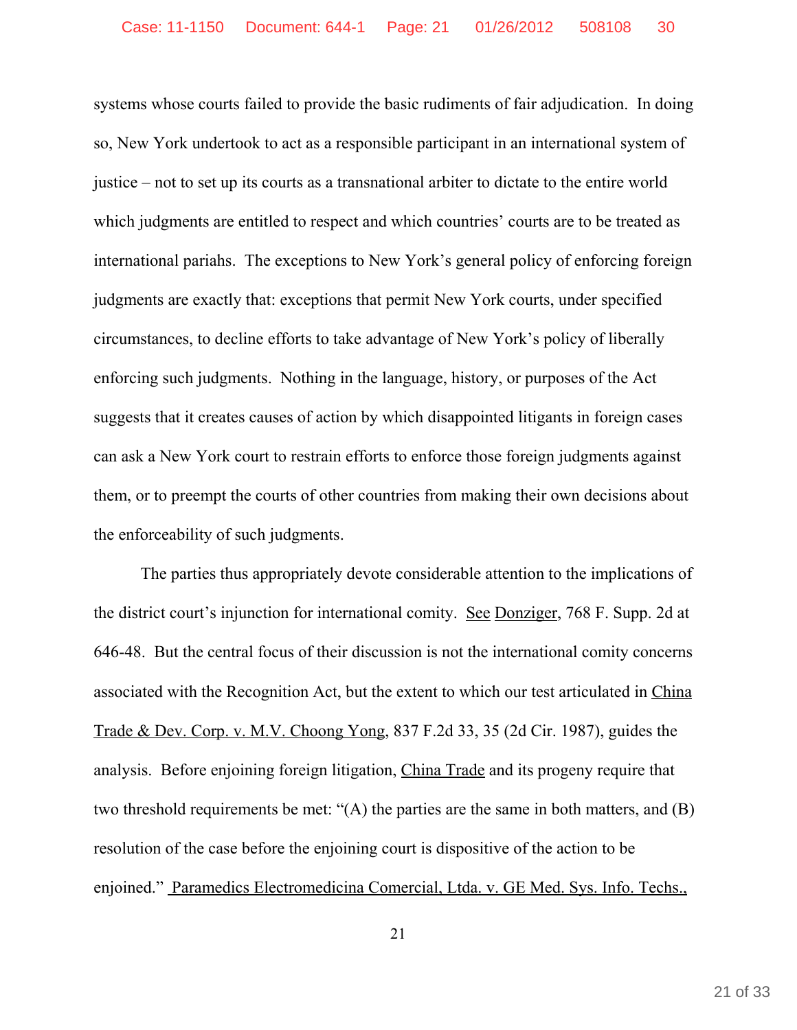systems whose courts failed to provide the basic rudiments of fair adjudication. In doing so, New York undertook to act as a responsible participant in an international system of justice – not to set up its courts as a transnational arbiter to dictate to the entire world which judgments are entitled to respect and which countries' courts are to be treated as international pariahs. The exceptions to New York's general policy of enforcing foreign judgments are exactly that: exceptions that permit New York courts, under specified circumstances, to decline efforts to take advantage of New York's policy of liberally enforcing such judgments. Nothing in the language, history, or purposes of the Act suggests that it creates causes of action by which disappointed litigants in foreign cases can ask a New York court to restrain efforts to enforce those foreign judgments against them, or to preempt the courts of other countries from making their own decisions about the enforceability of such judgments.

The parties thus appropriately devote considerable attention to the implications of the district court's injunction for international comity. See Donziger, 768 F. Supp. 2d at 646-48. But the central focus of their discussion is not the international comity concerns associated with the Recognition Act, but the extent to which our test articulated in China Trade & Dev. Corp. v. M.V. Choong Yong, 837 F.2d 33, 35 (2d Cir. 1987), guides the analysis. Before enjoining foreign litigation, China Trade and its progeny require that two threshold requirements be met: "(A) the parties are the same in both matters, and (B) resolution of the case before the enjoining court is dispositive of the action to be enjoined." Paramedics Electromedicina Comercial, Ltda. v. GE Med. Sys. Info. Techs.,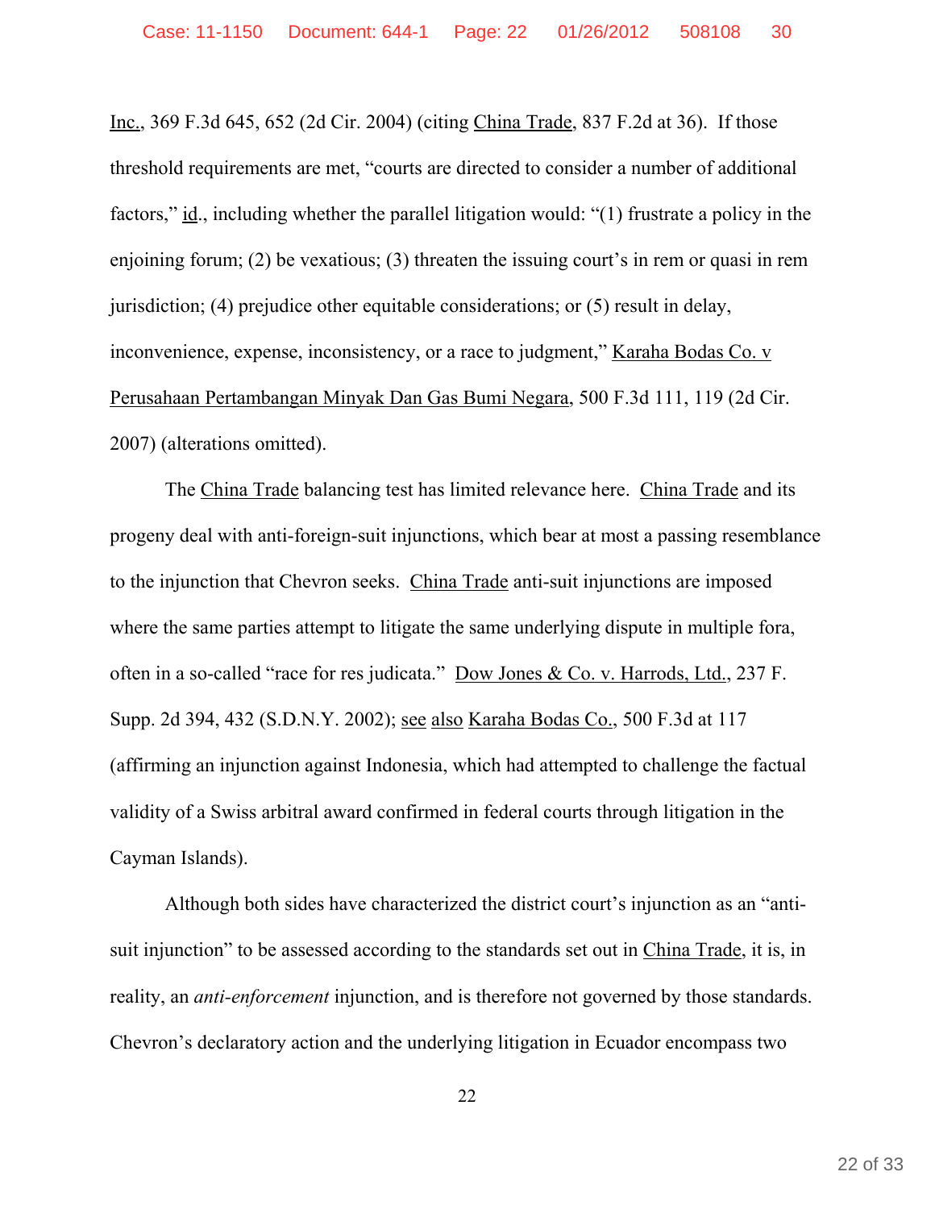Inc., 369 F.3d 645, 652 (2d Cir. 2004) (citing China Trade, 837 F.2d at 36). If those threshold requirements are met, "courts are directed to consider a number of additional factors," id., including whether the parallel litigation would: "(1) frustrate a policy in the enjoining forum; (2) be vexatious; (3) threaten the issuing court's in rem or quasi in rem jurisdiction; (4) prejudice other equitable considerations; or (5) result in delay, inconvenience, expense, inconsistency, or a race to judgment," Karaha Bodas Co. v Perusahaan Pertambangan Minyak Dan Gas Bumi Negara, 500 F.3d 111, 119 (2d Cir. 2007) (alterations omitted).

The China Trade balancing test has limited relevance here. China Trade and its progeny deal with anti-foreign-suit injunctions, which bear at most a passing resemblance to the injunction that Chevron seeks. China Trade anti-suit injunctions are imposed where the same parties attempt to litigate the same underlying dispute in multiple fora, often in a so-called "race for res judicata." Dow Jones & Co. v. Harrods, Ltd., 237 F. Supp. 2d 394, 432 (S.D.N.Y. 2002); see also Karaha Bodas Co., 500 F.3d at 117 (affirming an injunction against Indonesia, which had attempted to challenge the factual validity of a Swiss arbitral award confirmed in federal courts through litigation in the Cayman Islands).

Although both sides have characterized the district court's injunction as an "anti-suit injunction" to be assessed according to the standards set out in China Trade, it is, in reality, an *anti-enforcement* injunction, and is therefore not governed by those standards. Chevron's declaratory action and the underlying litigation in Ecuador encompass two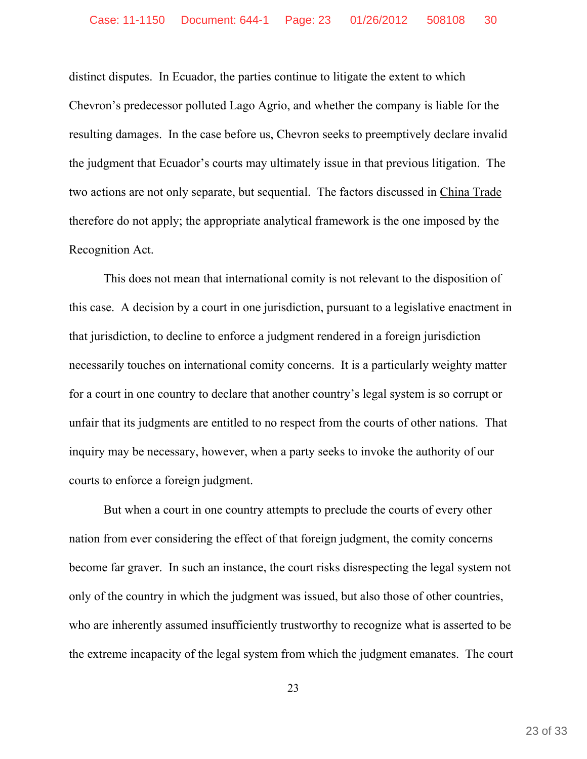distinct disputes. In Ecuador, the parties continue to litigate the extent to which Chevron's predecessor polluted Lago Agrio, and whether the company is liable for the resulting damages. In the case before us, Chevron seeks to preemptively declare invalid the judgment that Ecuador's courts may ultimately issue in that previous litigation. The two actions are not only separate, but sequential. The factors discussed in China Trade therefore do not apply; the appropriate analytical framework is the one imposed by the Recognition Act.

This does not mean that international comity is not relevant to the disposition of this case. A decision by a court in one jurisdiction, pursuant to a legislative enactment in that jurisdiction, to decline to enforce a judgment rendered in a foreign jurisdiction necessarily touches on international comity concerns. It is a particularly weighty matter for a court in one country to declare that another country's legal system is so corrupt or unfair that its judgments are entitled to no respect from the courts of other nations. That inquiry may be necessary, however, when a party seeks to invoke the authority of our courts to enforce a foreign judgment.

But when a court in one country attempts to preclude the courts of every other nation from ever considering the effect of that foreign judgment, the comity concerns become far graver. In such an instance, the court risks disrespecting the legal system not only of the country in which the judgment was issued, but also those of other countries, who are inherently assumed insufficiently trustworthy to recognize what is asserted to be the extreme incapacity of the legal system from which the judgment emanates. The court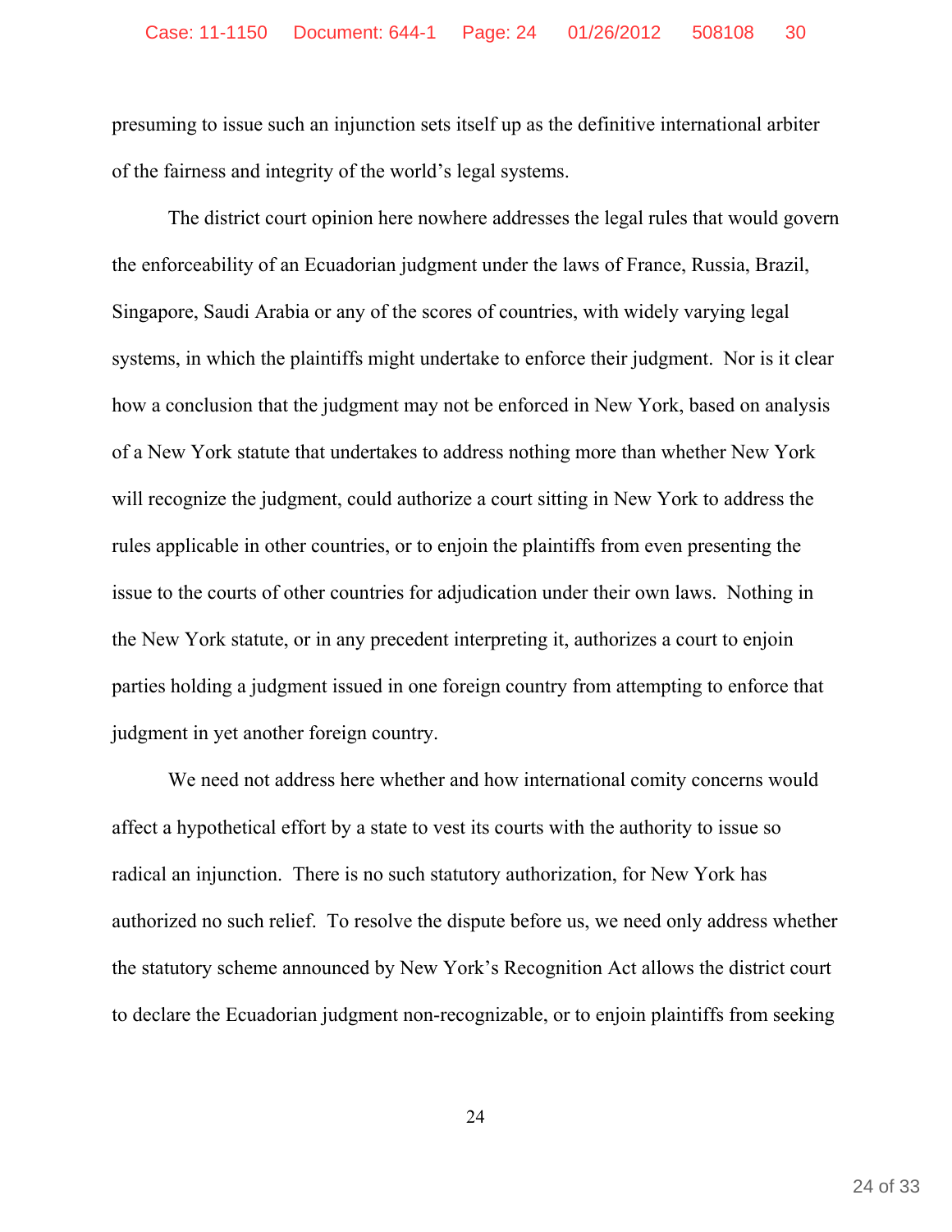presuming to issue such an injunction sets itself up as the definitive international arbiter of the fairness and integrity of the world's legal systems.

The district court opinion here nowhere addresses the legal rules that would govern the enforceability of an Ecuadorian judgment under the laws of France, Russia, Brazil, Singapore, Saudi Arabia or any of the scores of countries, with widely varying legal systems, in which the plaintiffs might undertake to enforce their judgment. Nor is it clear how a conclusion that the judgment may not be enforced in New York, based on analysis of a New York statute that undertakes to address nothing more than whether New York will recognize the judgment, could authorize a court sitting in New York to address the rules applicable in other countries, or to enjoin the plaintiffs from even presenting the issue to the courts of other countries for adjudication under their own laws. Nothing in the New York statute, or in any precedent interpreting it, authorizes a court to enjoin parties holding a judgment issued in one foreign country from attempting to enforce that judgment in yet another foreign country.

We need not address here whether and how international comity concerns would affect a hypothetical effort by a state to vest its courts with the authority to issue so radical an injunction. There is no such statutory authorization, for New York has authorized no such relief. To resolve the dispute before us, we need only address whether the statutory scheme announced by New York's Recognition Act allows the district court to declare the Ecuadorian judgment non-recognizable, or to enjoin plaintiffs from seeking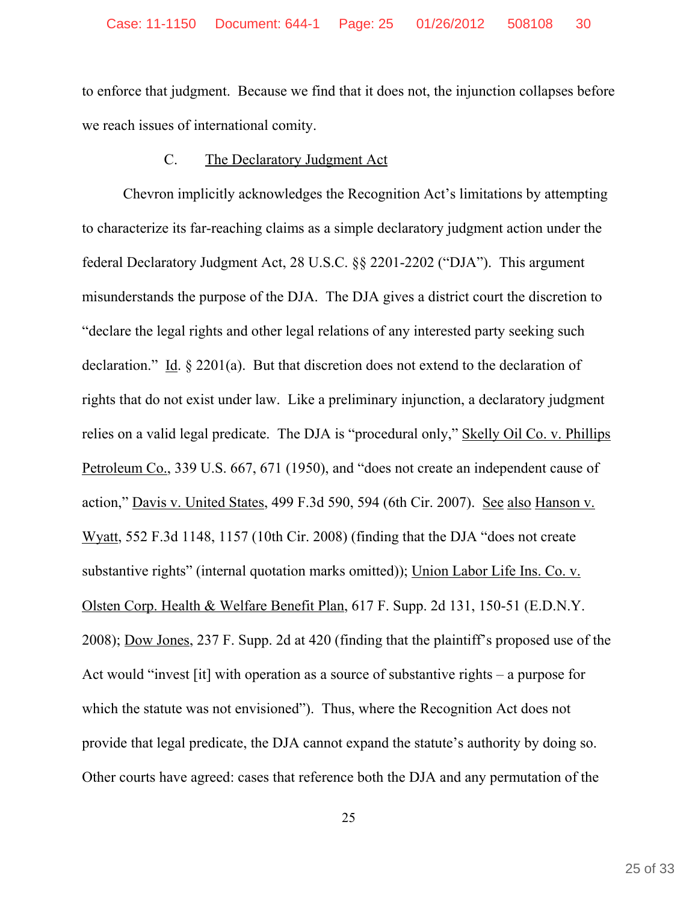to enforce that judgment. Because we find that it does not, the injunction collapses before we reach issues of international comity.

### C. The Declaratory Judgment Act

Chevron implicitly acknowledges the Recognition Act's limitations by attempting to characterize its far-reaching claims as a simple declaratory judgment action under the federal Declaratory Judgment Act, 28 U.S.C. §§ 2201-2202 ("DJA"). This argument misunderstands the purpose of the DJA. The DJA gives a district court the discretion to "declare the legal rights and other legal relations of any interested party seeking such declaration." Id. § 2201(a). But that discretion does not extend to the declaration of rights that do not exist under law. Like a preliminary injunction, a declaratory judgment relies on a valid legal predicate. The DJA is "procedural only," Skelly Oil Co. v. Phillips Petroleum Co., 339 U.S. 667, 671 (1950), and "does not create an independent cause of action," Davis v. United States, 499 F.3d 590, 594 (6th Cir. 2007). See also Hanson v. Wyatt, 552 F.3d 1148, 1157 (10th Cir. 2008) (finding that the DJA "does not create substantive rights" (internal quotation marks omitted)); Union Labor Life Ins. Co. v. Olsten Corp. Health & Welfare Benefit Plan, 617 F. Supp. 2d 131, 150-51 (E.D.N.Y. 2008); Dow Jones, 237 F. Supp. 2d at 420 (finding that the plaintiff's proposed use of the Act would "invest [it] with operation as a source of substantive rights – a purpose for which the statute was not envisioned"). Thus, where the Recognition Act does not provide that legal predicate, the DJA cannot expand the statute's authority by doing so. Other courts have agreed: cases that reference both the DJA and any permutation of the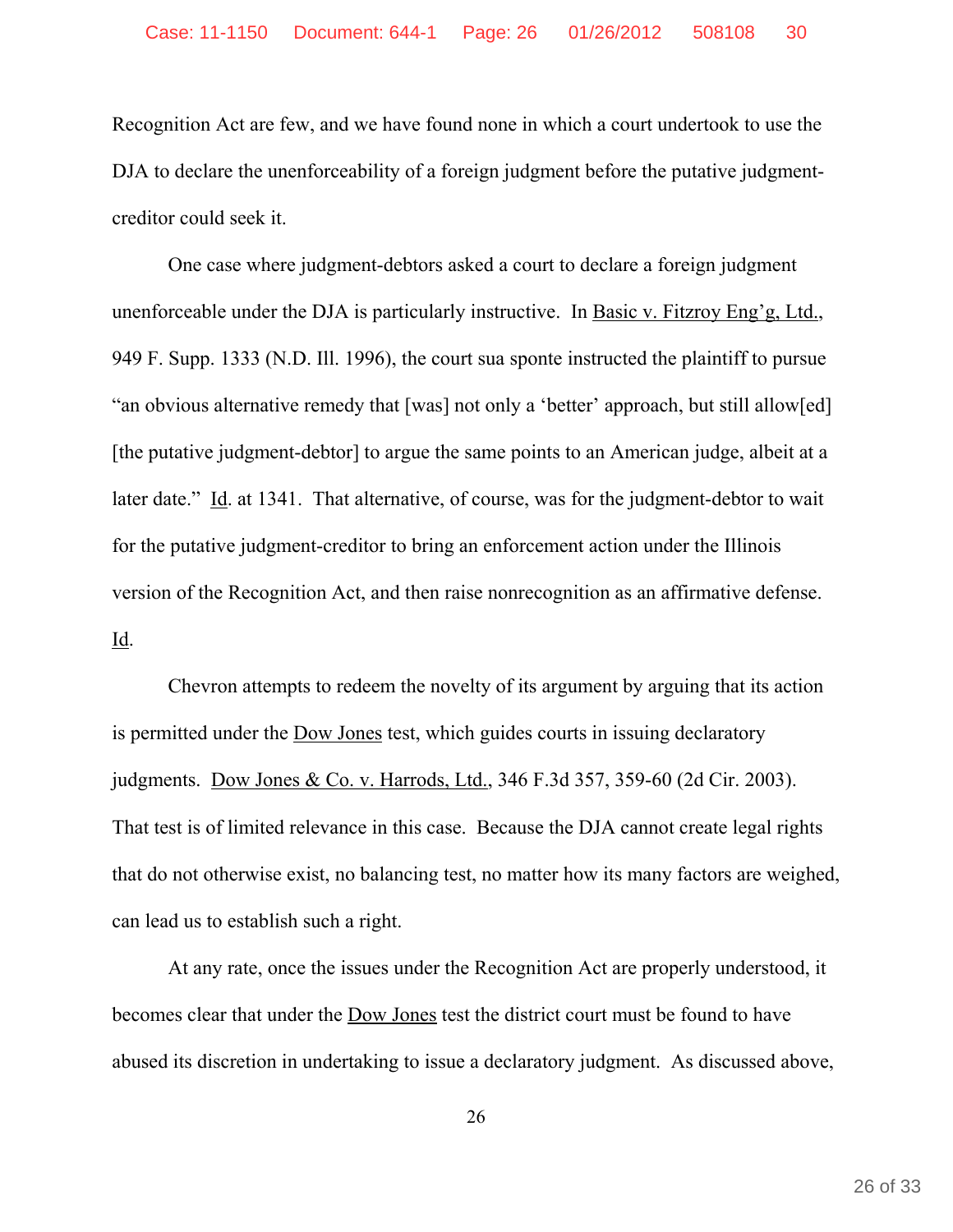Recognition Act are few, and we have found none in which a court undertook to use the DJA to declare the unenforceability of a foreign judgment before the putative judgment-creditor could seek it.

One case where judgment-debtors asked a court to declare a foreign judgment unenforceable under the DJA is particularly instructive. In Basic v. Fitzroy Eng'g, Ltd., 949 F. Supp. 1333 (N.D. Ill. 1996), the court sua sponte instructed the plaintiff to pursue "an obvious alternative remedy that [was] not only a 'better' approach, but still allow[ed] [the putative judgment-debtor] to argue the same points to an American judge, albeit at a later date." Id. at 1341. That alternative, of course, was for the judgment-debtor to wait for the putative judgment-creditor to bring an enforcement action under the Illinois version of the Recognition Act, and then raise nonrecognition as an affirmative defense. Id.

Chevron attempts to redeem the novelty of its argument by arguing that its action is permitted under the Dow Jones test, which guides courts in issuing declaratory judgments. Dow Jones & Co. v. Harrods, Ltd., 346 F.3d 357, 359-60 (2d Cir. 2003). That test is of limited relevance in this case. Because the DJA cannot create legal rights that do not otherwise exist, no balancing test, no matter how its many factors are weighed, can lead us to establish such a right.

At any rate, once the issues under the Recognition Act are properly understood, it becomes clear that under the Dow Jones test the district court must be found to have abused its discretion in undertaking to issue a declaratory judgment. As discussed above,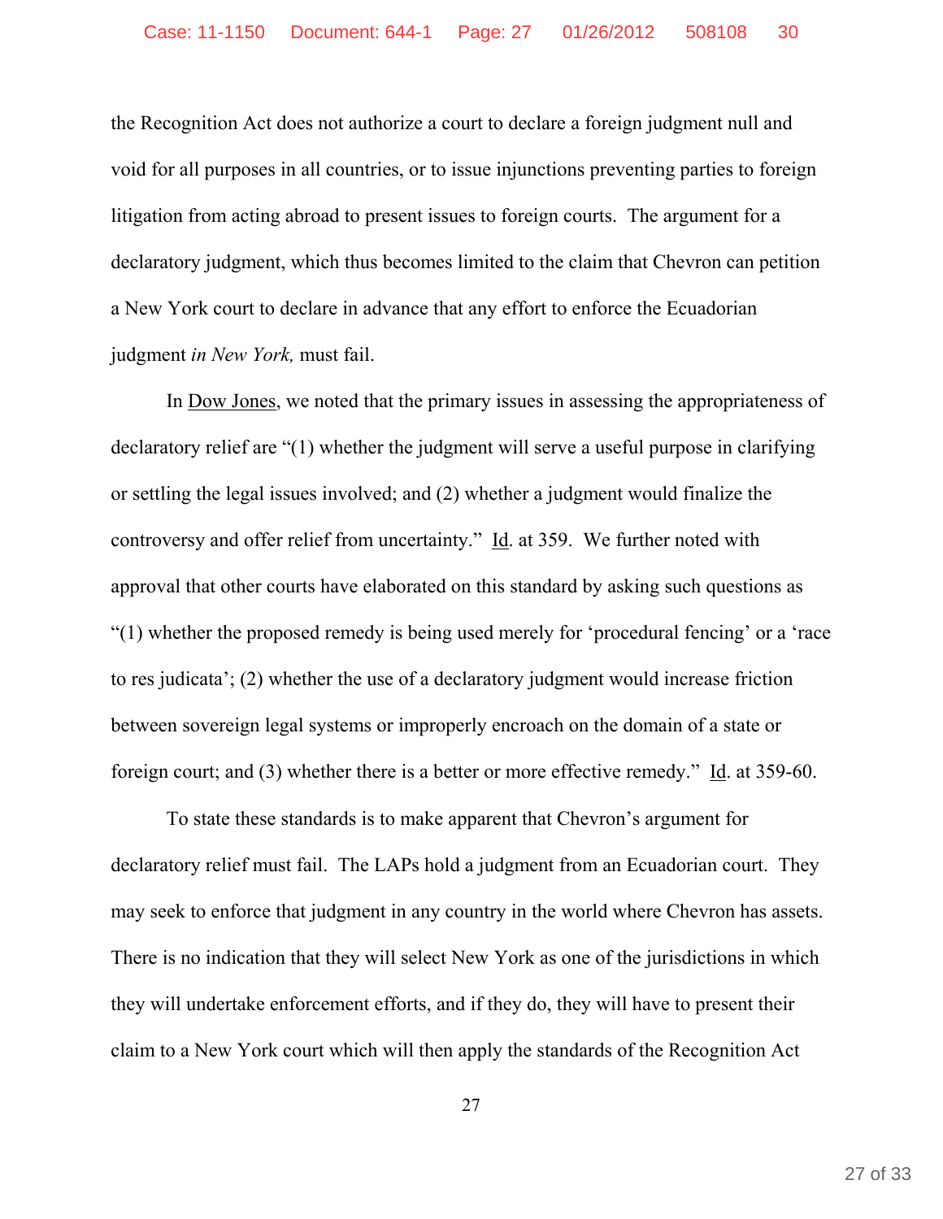the Recognition Act does not authorize a court to declare a foreign judgment null and void for all purposes in all countries, or to issue injunctions preventing parties to foreign litigation from acting abroad to present issues to foreign courts. The argument for a declaratory judgment, which thus becomes limited to the claim that Chevron can petition a New York court to declare in advance that any effort to enforce the Ecuadorian judgment *in New York,* must fail.

In Dow Jones, we noted that the primary issues in assessing the appropriateness of declaratory relief are "(1) whether the judgment will serve a useful purpose in clarifying or settling the legal issues involved; and (2) whether a judgment would finalize the controversy and offer relief from uncertainty." Id. at 359. We further noted with approval that other courts have elaborated on this standard by asking such questions as "(1) whether the proposed remedy is being used merely for 'procedural fencing' or a 'race to res judicata'; (2) whether the use of a declaratory judgment would increase friction between sovereign legal systems or improperly encroach on the domain of a state or foreign court; and (3) whether there is a better or more effective remedy." Id. at 359-60.

To state these standards is to make apparent that Chevron's argument for declaratory relief must fail. The LAPs hold a judgment from an Ecuadorian court. They may seek to enforce that judgment in any country in the world where Chevron has assets. There is no indication that they will select New York as one of the jurisdictions in which they will undertake enforcement efforts, and if they do, they will have to present their claim to a New York court which will then apply the standards of the Recognition Act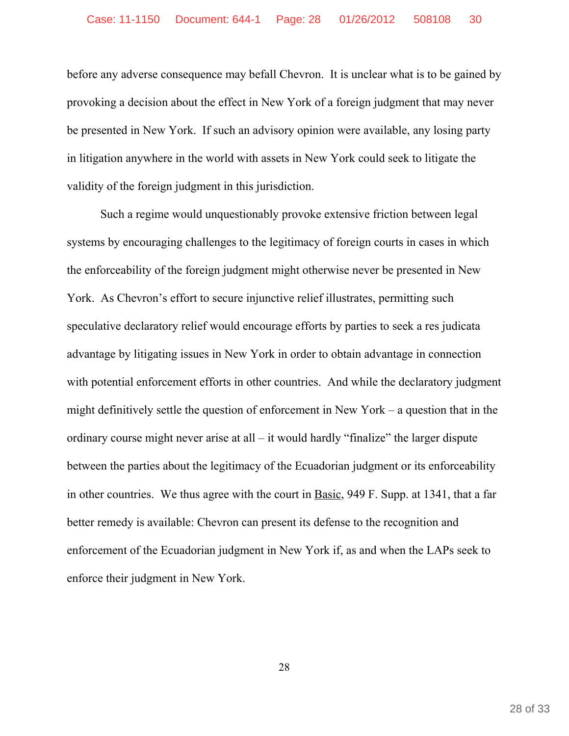before any adverse consequence may befall Chevron. It is unclear what is to be gained by provoking a decision about the effect in New York of a foreign judgment that may never be presented in New York. If such an advisory opinion were available, any losing party in litigation anywhere in the world with assets in New York could seek to litigate the validity of the foreign judgment in this jurisdiction.

Such a regime would unquestionably provoke extensive friction between legal systems by encouraging challenges to the legitimacy of foreign courts in cases in which the enforceability of the foreign judgment might otherwise never be presented in New York. As Chevron's effort to secure injunctive relief illustrates, permitting such speculative declaratory relief would encourage efforts by parties to seek a res judicata advantage by litigating issues in New York in order to obtain advantage in connection with potential enforcement efforts in other countries. And while the declaratory judgment might definitively settle the question of enforcement in New York – a question that in the ordinary course might never arise at all – it would hardly "finalize" the larger dispute between the parties about the legitimacy of the Ecuadorian judgment or its enforceability in other countries. We thus agree with the court in Basic, 949 F. Supp. at 1341, that a far better remedy is available: Chevron can present its defense to the recognition and enforcement of the Ecuadorian judgment in New York if, as and when the LAPs seek to enforce their judgment in New York.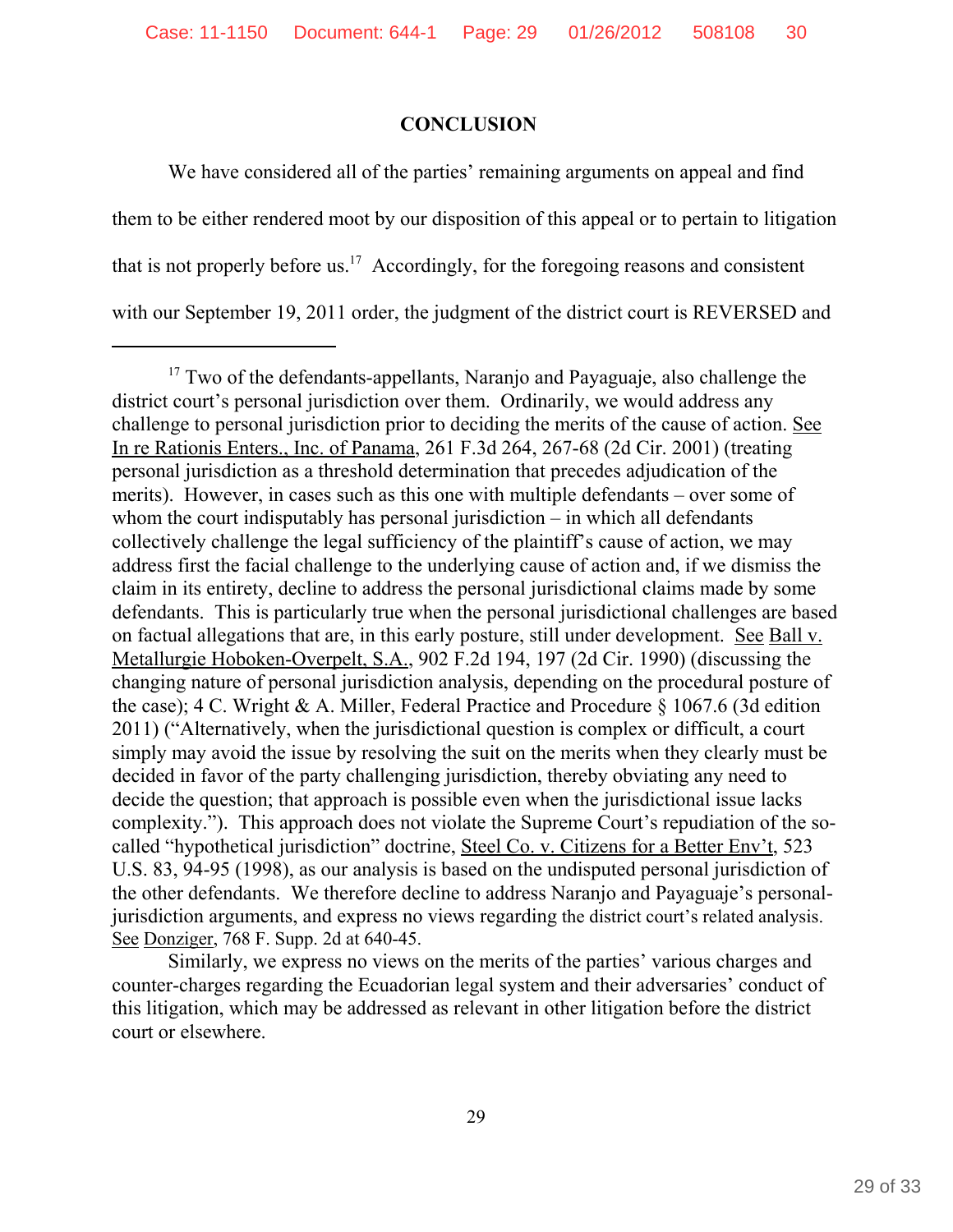## CONCLUSION

We have considered all of the parties' remaining arguments on appeal and find them to be either rendered moot by our disposition of this appeal or to pertain to litigation that is not properly before us.[17] Accordingly, for the foregoing reasons and consistent with our September 19, 2011 order, the judgment of the district court is REVERSED and

---

[17] Two of the defendants-appellants, Naranjo and Payaguaje, also challenge the district court's personal jurisdiction over them. Ordinarily, we would address any challenge to personal jurisdiction prior to deciding the merits of the cause of action. See In re Rationis Enters., Inc. of Panama, 261 F.3d 264, 267-68 (2d Cir. 2001) (treating personal jurisdiction as a threshold determination that precedes adjudication of the merits). However, in cases such as this one with multiple defendants – over some of whom the court indisputably has personal jurisdiction – in which all defendants collectively challenge the legal sufficiency of the plaintiff's cause of action, we may address first the facial challenge to the underlying cause of action and, if we dismiss the claim in its entirety, decline to address the personal jurisdictional claims made by some defendants. This is particularly true when the personal jurisdictional challenges are based on factual allegations that are, in this early posture, still under development. See Ball v. Metallurgie Hoboken-Overpelt, S.A., 902 F.2d 194, 197 (2d Cir. 1990) (discussing the changing nature of personal jurisdiction analysis, depending on the procedural posture of the case); 4 C. Wright & A. Miller, Federal Practice and Procedure § 1067.6 (3d edition 2011) ("Alternatively, when the jurisdictional question is complex or difficult, a court simply may avoid the issue by resolving the suit on the merits when they clearly must be decided in favor of the party challenging jurisdiction, thereby obviating any need to decide the question; that approach is possible even when the jurisdictional issue lacks complexity."). This approach does not violate the Supreme Court's repudiation of the so-called "hypothetical jurisdiction" doctrine, Steel Co. v. Citizens for a Better Env't, 523 U.S. 83, 94-95 (1998), as our analysis is based on the undisputed personal jurisdiction of the other defendants. We therefore decline to address Naranjo and Payaguaje's personal-jurisdiction arguments, and express no views regarding the district court's related analysis. See Donziger, 768 F. Supp. 2d at 640-45.

Similarly, we express no views on the merits of the parties' various charges and counter-charges regarding the Ecuadorian legal system and their adversaries' conduct of this litigation, which may be addressed as relevant in other litigation before the district court or elsewhere.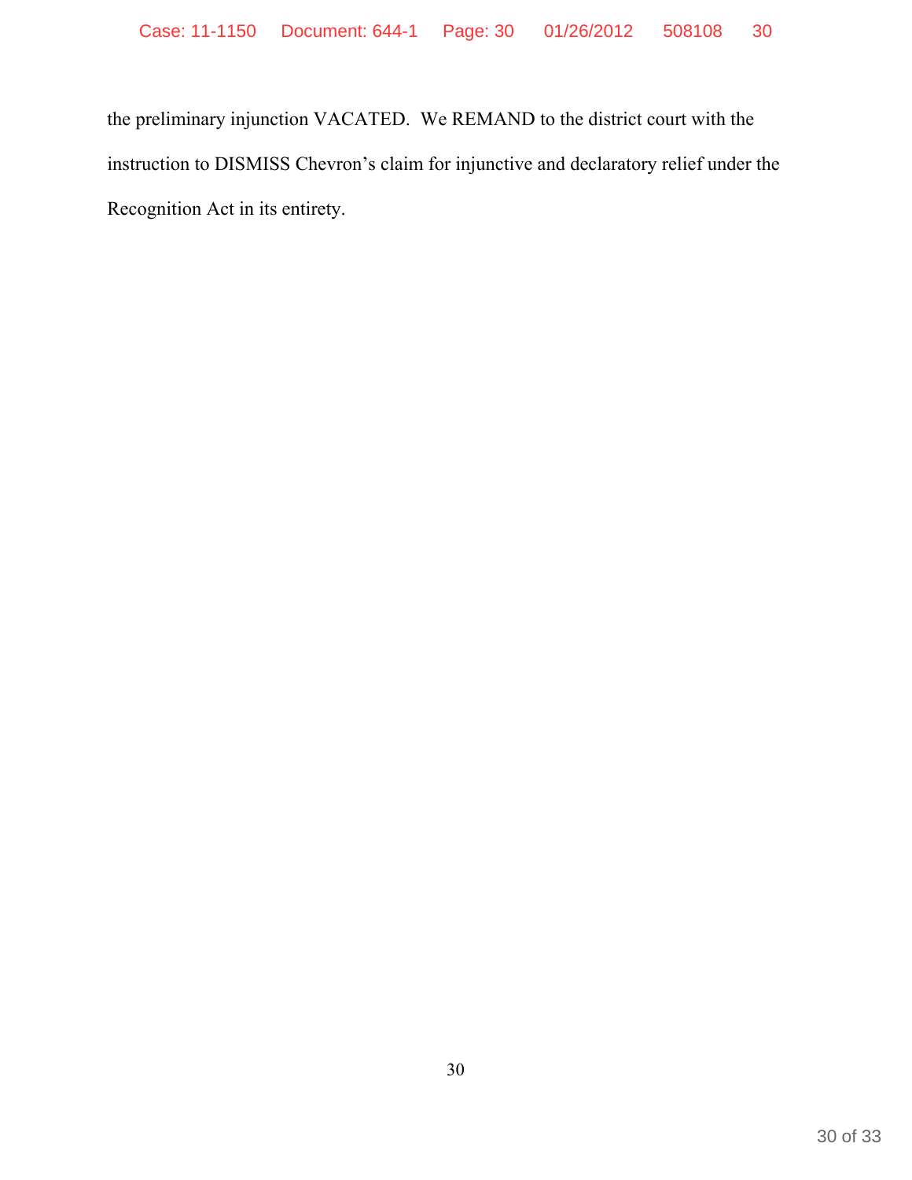the preliminary injunction VACATED. We REMAND to the district court with the instruction to DISMISS Chevron's claim for injunctive and declaratory relief under the Recognition Act in its entirety.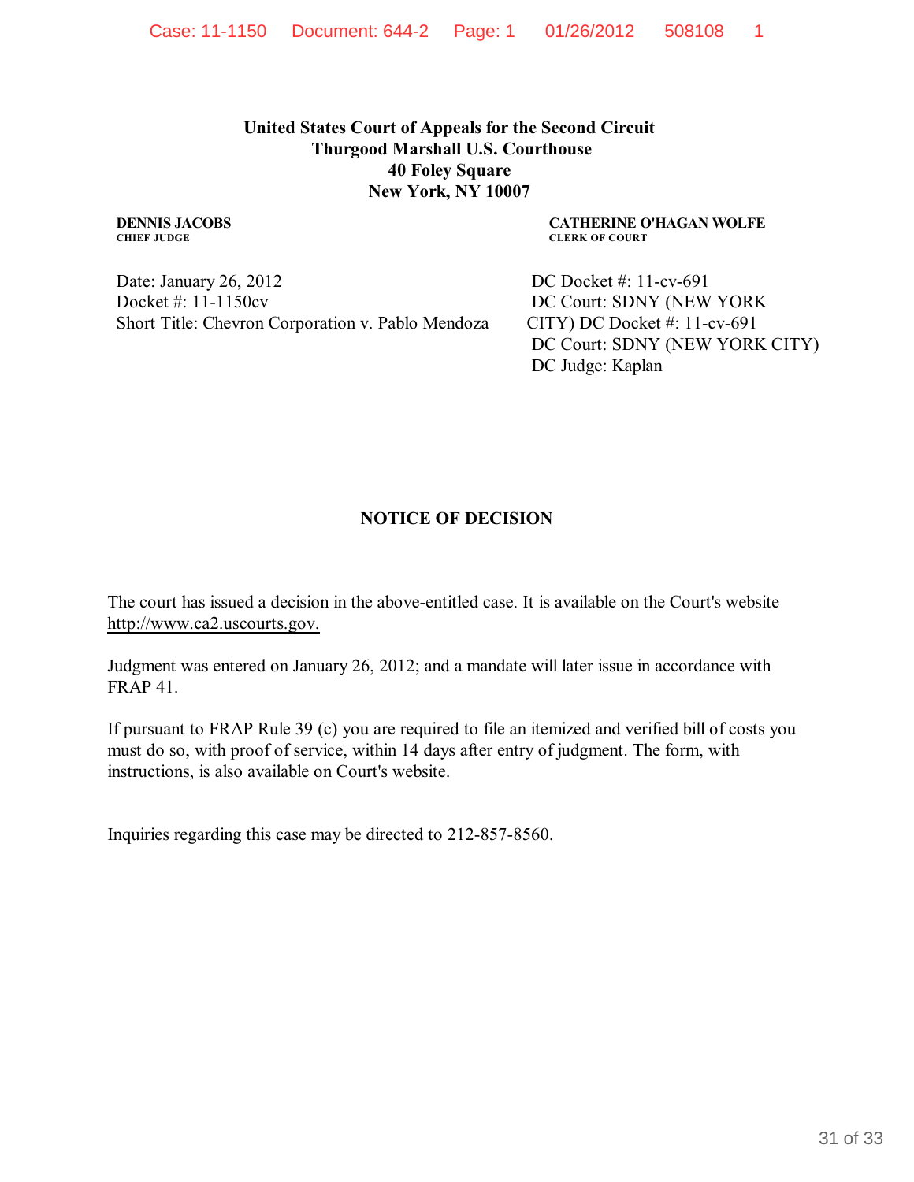**United States Court of Appeals for the Second Circuit**
**Thurgood Marshall U.S. Courthouse**
**40 Foley Square**
**New York, NY 10007**

**DENNIS JACOBS**
**CHIEF JUDGE**

**CATHERINE O'HAGAN WOLFE**
**CLERK OF COURT**

Date: January 26, 2012
Docket #: 11-1150cv
Short Title: Chevron Corporation v. Pablo Mendoza

DC Docket #: 11-cv-691
DC Court: SDNY (NEW YORK CITY) DC Docket #: 11-cv-691
DC Court: SDNY (NEW YORK CITY)
DC Judge: Kaplan

## NOTICE OF DECISION

The court has issued a decision in the above-entitled case. It is available on the Court's website http://www.ca2.uscourts.gov.

Judgment was entered on January 26, 2012; and a mandate will later issue in accordance with FRAP 41.

If pursuant to FRAP Rule 39 (c) you are required to file an itemized and verified bill of costs you must do so, with proof of service, within 14 days after entry of judgment. The form, with instructions, is also available on Court's website.

Inquiries regarding this case may be directed to 212-857-8560.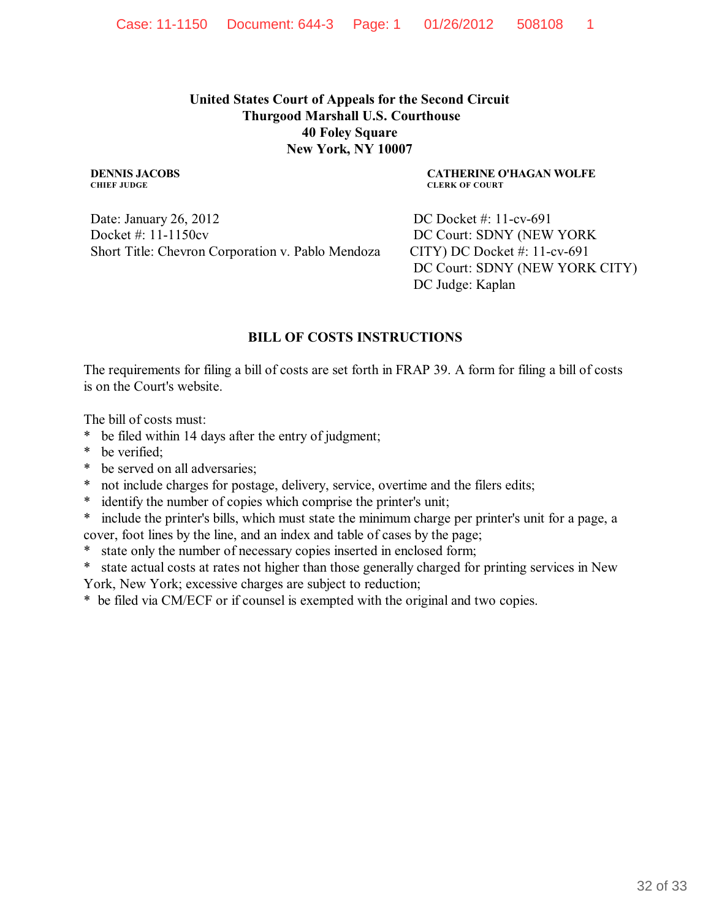Case: 11-1150 Document: 644-3 Page: 1 01/26/2012 508108 1

**United States Court of Appeals for the Second Circuit**
**Thurgood Marshall U.S. Courthouse**
**40 Foley Square**
**New York, NY 10007**

**DENNIS JACOBS**
**CHIEF JUDGE**

**CATHERINE O'HAGAN WOLFE**
**CLERK OF COURT**

Date: January 26, 2012
Docket #: 11-1150cv
Short Title: Chevron Corporation v. Pablo Mendoza

DC Docket #: 11-cv-691
DC Court: SDNY (NEW YORK CITY) DC Docket #: 11-cv-691
DC Court: SDNY (NEW YORK CITY)
DC Judge: Kaplan

## BILL OF COSTS INSTRUCTIONS

The requirements for filing a bill of costs are set forth in FRAP 39. A form for filing a bill of costs is on the Court's website.

The bill of costs must:

* be filed within 14 days after the entry of judgment;
* be verified;
* be served on all adversaries;
* not include charges for postage, delivery, service, overtime and the filers edits;
* identify the number of copies which comprise the printer's unit;
* include the printer's bills, which must state the minimum charge per printer's unit for a page, a cover, foot lines by the line, and an index and table of cases by the page;
* state only the number of necessary copies inserted in enclosed form;
* state actual costs at rates not higher than those generally charged for printing services in New York, New York; excessive charges are subject to reduction;
* be filed via CM/ECF or if counsel is exempted with the original and two copies.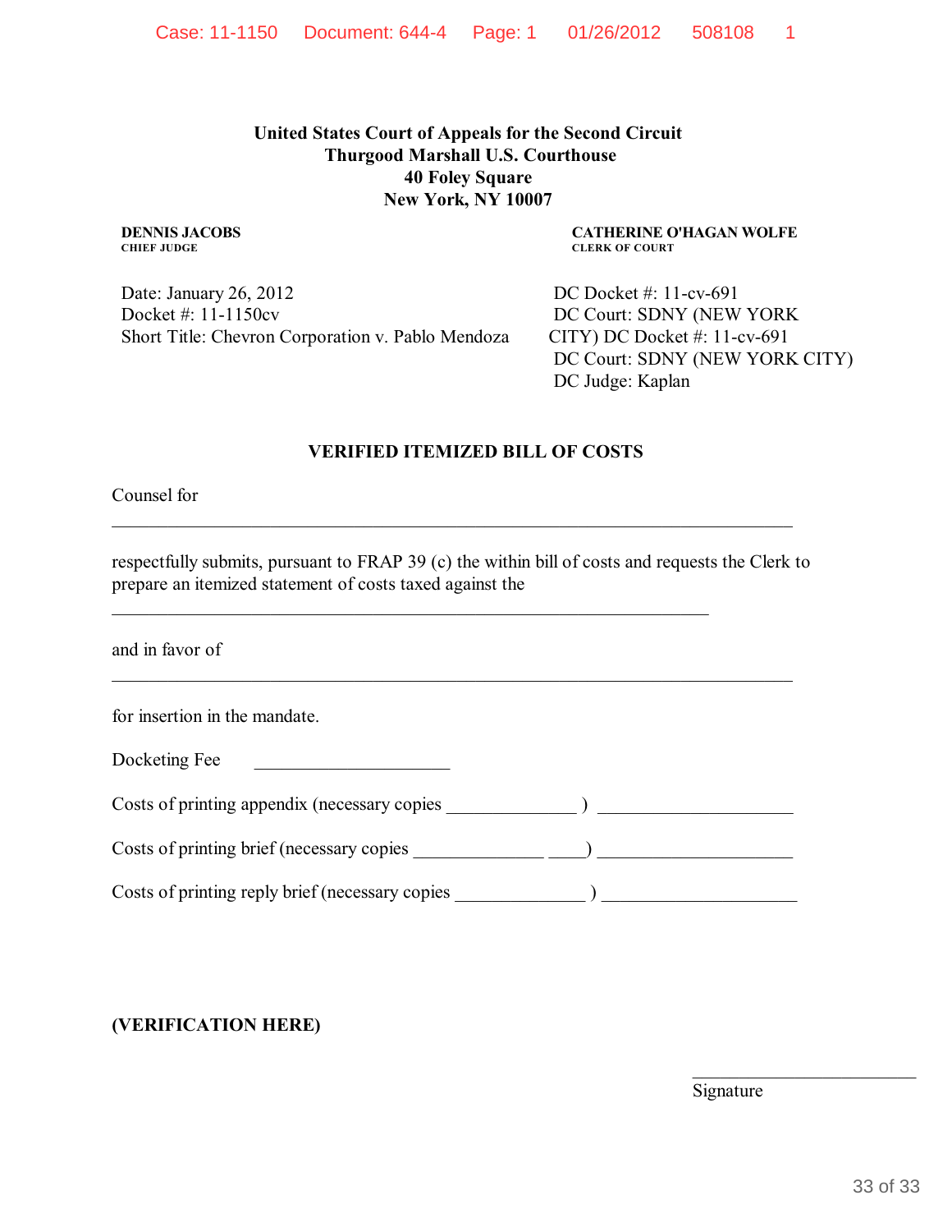**United States Court of Appeals for the Second Circuit**
**Thurgood Marshall U.S. Courthouse**
**40 Foley Square**
**New York, NY 10007**

**DENNIS JACOBS**
**CHIEF JUDGE**

**CATHERINE O'HAGAN WOLFE**
**CLERK OF COURT**

Date: January 26, 2012
Docket #: 11-1150cv
Short Title: Chevron Corporation v. Pablo Mendoza

DC Docket #: 11-cv-691
DC Court: SDNY (NEW YORK CITY) DC Docket #: 11-cv-691
DC Court: SDNY (NEW YORK CITY)
DC Judge: Kaplan

## VERIFIED ITEMIZED BILL OF COSTS

Counsel for

_______________________________________________________________________

respectfully submits, pursuant to FRAP 39 (c) the within bill of costs and requests the Clerk to prepare an itemized statement of costs taxed against the

_______________________________________________________________

and in favor of

_______________________________________________________________________

for insertion in the mandate.

Docketing Fee _____________________

Costs of printing appendix (necessary copies ______________ ) _____________________

Costs of printing brief (necessary copies ______________ ____) _____________________

Costs of printing reply brief (necessary copies ______________ ) _____________________

**(VERIFICATION HERE)**

________________________
Signature